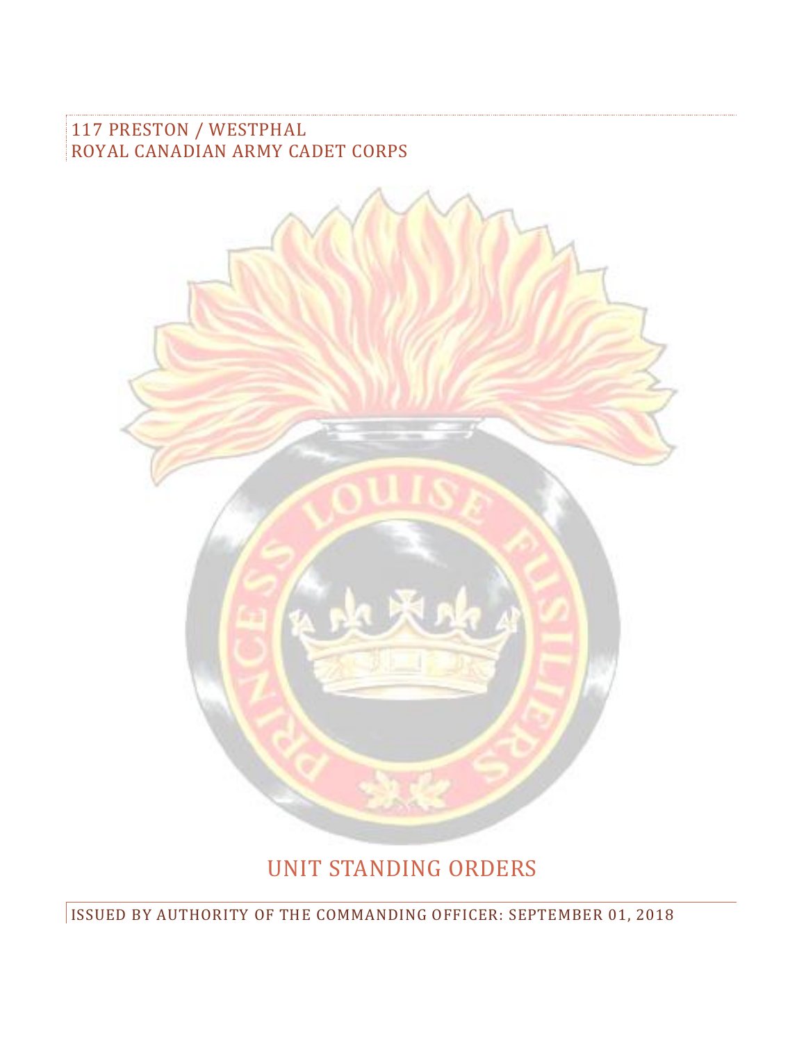117 PRESTON / WESTPHAL
ROYAL CANADIAN ARMY CADET CORPS

# UNIT STANDING ORDERS

ISSUED BY AUTHORITY OF THE COMMANDING OFFICER: SEPTEMBER 01, 2018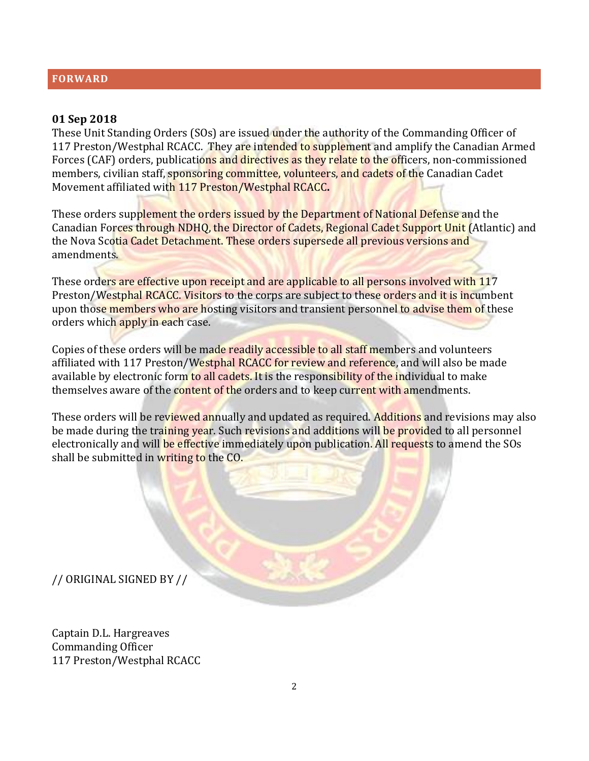## FORWARD

**01 Sep 2018**

These Unit Standing Orders (SOs) are issued under the authority of the Commanding Officer of 117 Preston/Westphal RCACC. They are intended to supplement and amplify the Canadian Armed Forces (CAF) orders, publications and directives as they relate to the officers, non-commissioned members, civilian staff, sponsoring committee, volunteers, and cadets of the Canadian Cadet Movement affiliated with 117 Preston/Westphal RCACC**.**

These orders supplement the orders issued by the Department of National Defense and the Canadian Forces through NDHQ, the Director of Cadets, Regional Cadet Support Unit (Atlantic) and the Nova Scotia Cadet Detachment. These orders supersede all previous versions and amendments.

These orders are effective upon receipt and are applicable to all persons involved with 117 Preston/Westphal RCACC. Visitors to the corps are subject to these orders and it is incumbent upon those members who are hosting visitors and transient personnel to advise them of these orders which apply in each case.

Copies of these orders will be made readily accessible to all staff members and volunteers affiliated with 117 Preston/Westphal RCACC for review and reference, and will also be made available by electronic form to all cadets. It is the responsibility of the individual to make themselves aware of the content of the orders and to keep current with amendments.

These orders will be reviewed annually and updated as required. Additions and revisions may also be made during the training year. Such revisions and additions will be provided to all personnel electronically and will be effective immediately upon publication. All requests to amend the SOs shall be submitted in writing to the CO.

// ORIGINAL SIGNED BY //

Captain D.L. Hargreaves
Commanding Officer
117 Preston/Westphal RCACC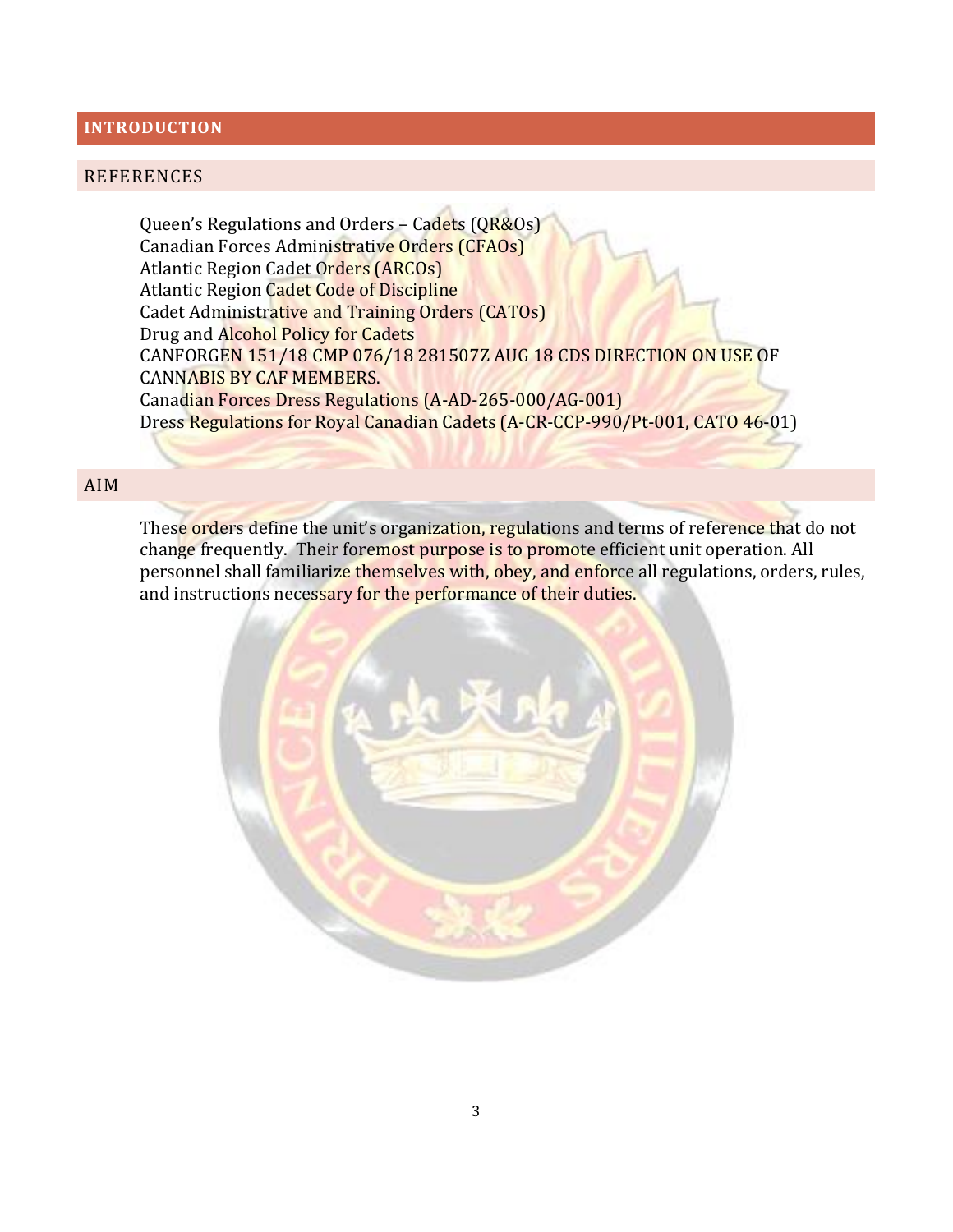# INTRODUCTION

## REFERENCES

Queen's Regulations and Orders – Cadets (QR&Os)
Canadian Forces Administrative Orders (CFAOs)
Atlantic Region Cadet Orders (ARCOs)
Atlantic Region Cadet Code of Discipline
Cadet Administrative and Training Orders (CATOs)
Drug and Alcohol Policy for Cadets
CANFORGEN 151/18 CMP 076/18 281507Z AUG 18 CDS DIRECTION ON USE OF CANNABIS BY CAF MEMBERS.
Canadian Forces Dress Regulations (A-AD-265-000/AG-001)
Dress Regulations for Royal Canadian Cadets (A-CR-CCP-990/Pt-001, CATO 46-01)

## AIM

These orders define the unit's organization, regulations and terms of reference that do not change frequently. Their foremost purpose is to promote efficient unit operation. All personnel shall familiarize themselves with, obey, and enforce all regulations, orders, rules, and instructions necessary for the performance of their duties.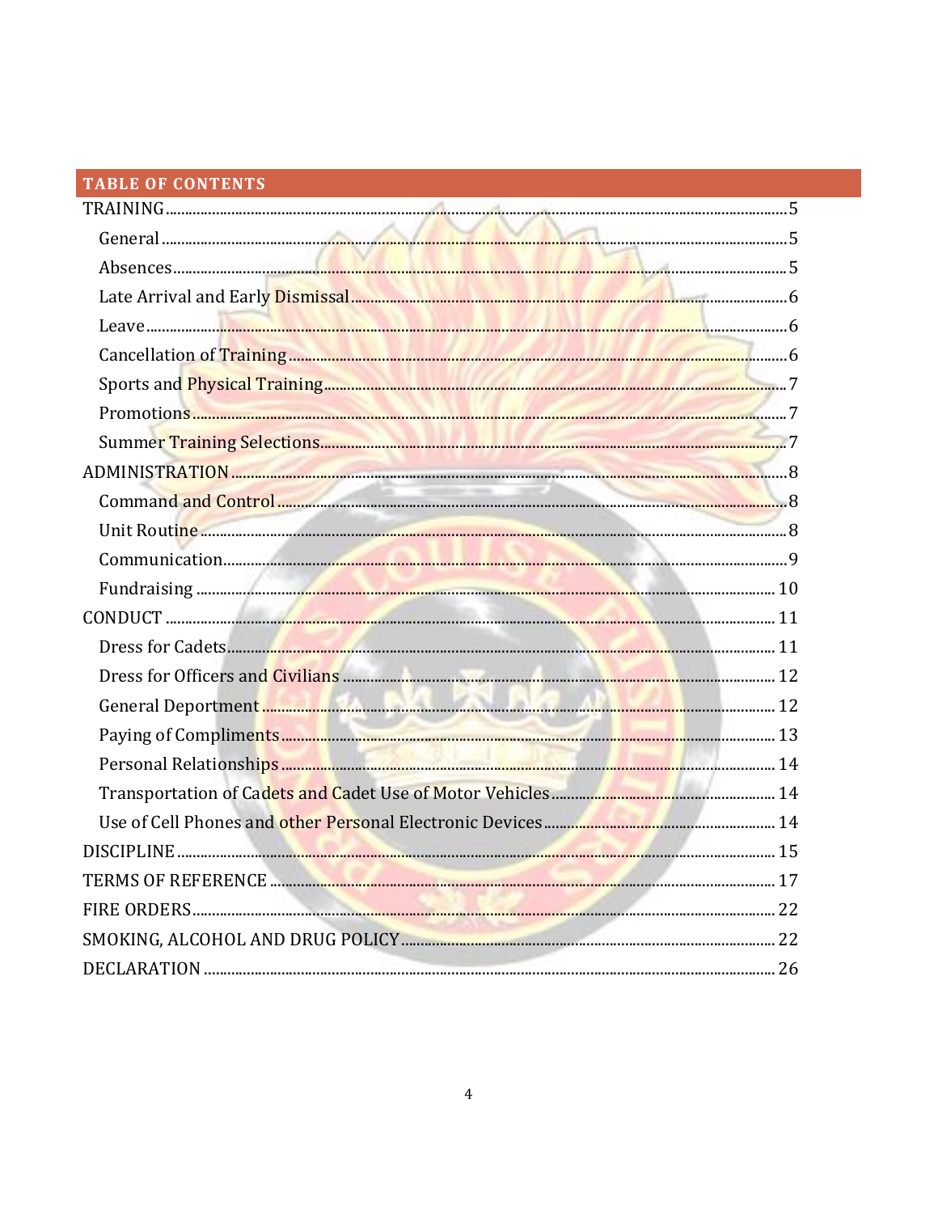## TABLE OF CONTENTS

- TRAINING ..... 5
  - General ..... 5
  - Absences ..... 5
  - Late Arrival and Early Dismissal ..... 6
  - Leave ..... 6
  - Cancellation of Training ..... 6
  - Sports and Physical Training ..... 7
  - Promotions ..... 7
  - Summer Training Selections ..... 7
- ADMINISTRATION ..... 8
  - Command and Control ..... 8
  - Unit Routine ..... 8
  - Communication ..... 9
  - Fundraising ..... 10
- CONDUCT ..... 11
  - Dress for Cadets ..... 11
  - Dress for Officers and Civilians ..... 12
  - General Deportment ..... 12
  - Paying of Compliments ..... 13
  - Personal Relationships ..... 14
  - Transportation of Cadets and Cadet Use of Motor Vehicles ..... 14
  - Use of Cell Phones and other Personal Electronic Devices ..... 14
- DISCIPLINE ..... 15
- TERMS OF REFERENCE ..... 17
- FIRE ORDERS ..... 22
- SMOKING, ALCOHOL AND DRUG POLICY ..... 22
- DECLARATION ..... 26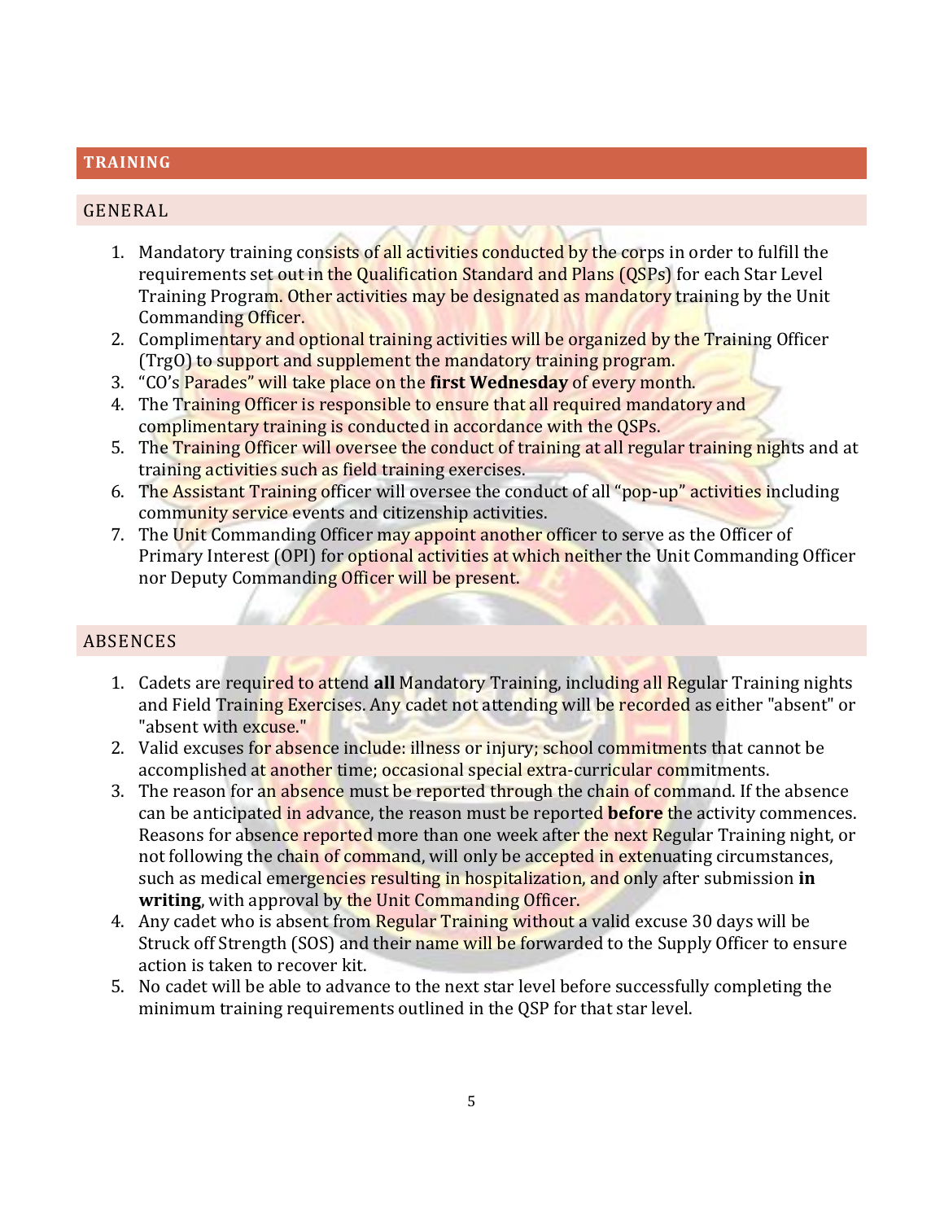# TRAINING

## GENERAL

1. Mandatory training consists of all activities conducted by the corps in order to fulfill the requirements set out in the Qualification Standard and Plans (QSPs) for each Star Level Training Program. Other activities may be designated as mandatory training by the Unit Commanding Officer.
2. Complimentary and optional training activities will be organized by the Training Officer (TrgO) to support and supplement the mandatory training program.
3. "CO's Parades" will take place on the **first Wednesday** of every month.
4. The Training Officer is responsible to ensure that all required mandatory and complimentary training is conducted in accordance with the QSPs.
5. The Training Officer will oversee the conduct of training at all regular training nights and at training activities such as field training exercises.
6. The Assistant Training officer will oversee the conduct of all "pop-up" activities including community service events and citizenship activities.
7. The Unit Commanding Officer may appoint another officer to serve as the Officer of Primary Interest (OPI) for optional activities at which neither the Unit Commanding Officer nor Deputy Commanding Officer will be present.

## ABSENCES

1. Cadets are required to attend **all** Mandatory Training, including all Regular Training nights and Field Training Exercises. Any cadet not attending will be recorded as either "absent" or "absent with excuse."
2. Valid excuses for absence include: illness or injury; school commitments that cannot be accomplished at another time; occasional special extra-curricular commitments.
3. The reason for an absence must be reported through the chain of command. If the absence can be anticipated in advance, the reason must be reported **before** the activity commences. Reasons for absence reported more than one week after the next Regular Training night, or not following the chain of command, will only be accepted in extenuating circumstances, such as medical emergencies resulting in hospitalization, and only after submission **in writing**, with approval by the Unit Commanding Officer.
4. Any cadet who is absent from Regular Training without a valid excuse 30 days will be Struck off Strength (SOS) and their name will be forwarded to the Supply Officer to ensure action is taken to recover kit.
5. No cadet will be able to advance to the next star level before successfully completing the minimum training requirements outlined in the QSP for that star level.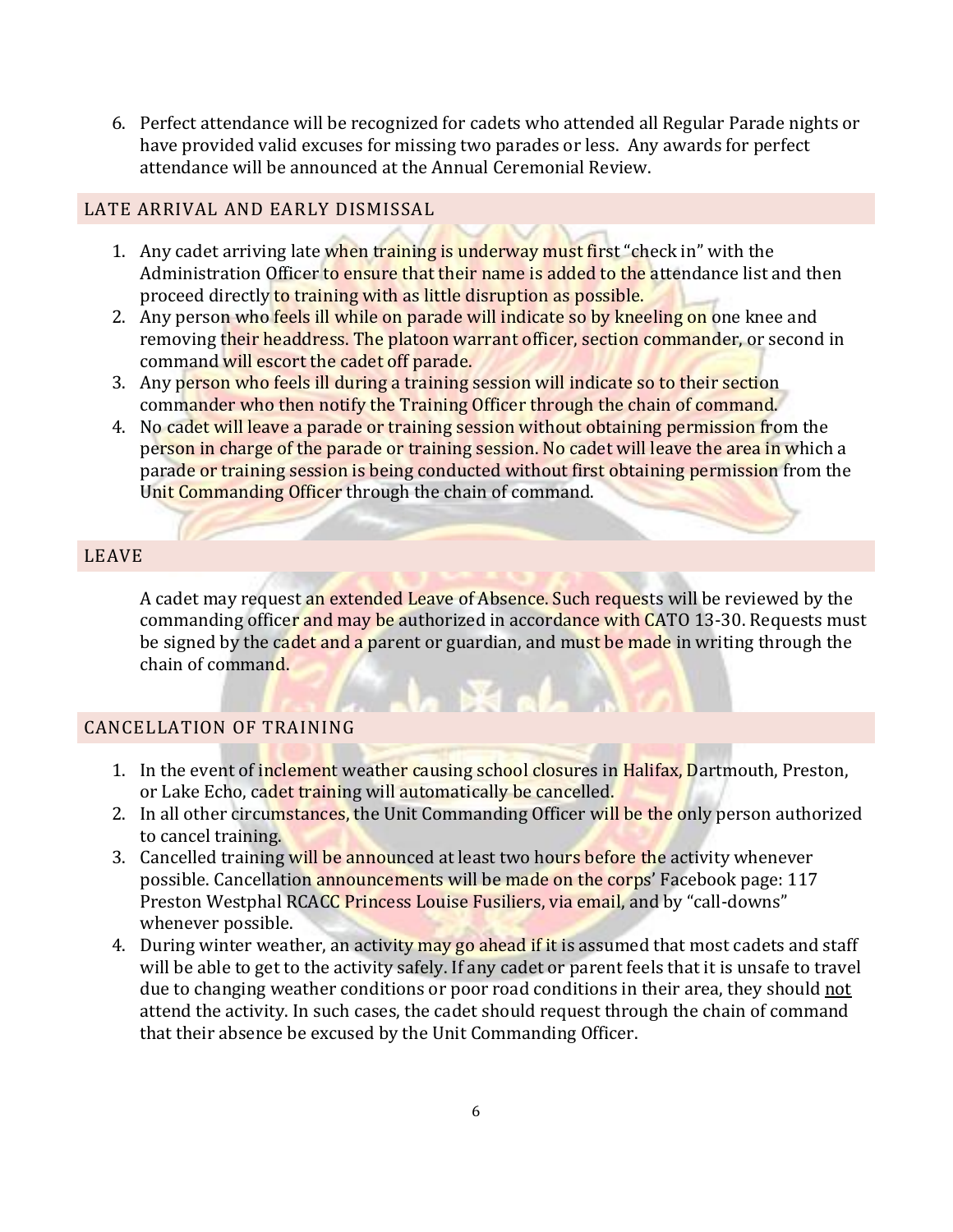6. Perfect attendance will be recognized for cadets who attended all Regular Parade nights or have provided valid excuses for missing two parades or less. Any awards for perfect attendance will be announced at the Annual Ceremonial Review.

## LATE ARRIVAL AND EARLY DISMISSAL

1. Any cadet arriving late when training is underway must first "check in" with the Administration Officer to ensure that their name is added to the attendance list and then proceed directly to training with as little disruption as possible.
2. Any person who feels ill while on parade will indicate so by kneeling on one knee and removing their headdress. The platoon warrant officer, section commander, or second in command will escort the cadet off parade.
3. Any person who feels ill during a training session will indicate so to their section commander who then notify the Training Officer through the chain of command.
4. No cadet will leave a parade or training session without obtaining permission from the person in charge of the parade or training session. No cadet will leave the area in which a parade or training session is being conducted without first obtaining permission from the Unit Commanding Officer through the chain of command.

## LEAVE

A cadet may request an extended Leave of Absence. Such requests will be reviewed by the commanding officer and may be authorized in accordance with CATO 13-30. Requests must be signed by the cadet and a parent or guardian, and must be made in writing through the chain of command.

## CANCELLATION OF TRAINING

1. In the event of inclement weather causing school closures in Halifax, Dartmouth, Preston, or Lake Echo, cadet training will automatically be cancelled.
2. In all other circumstances, the Unit Commanding Officer will be the only person authorized to cancel training.
3. Cancelled training will be announced at least two hours before the activity whenever possible. Cancellation announcements will be made on the corps' Facebook page: 117 Preston Westphal RCACC Princess Louise Fusiliers, via email, and by "call-downs" whenever possible.
4. During winter weather, an activity may go ahead if it is assumed that most cadets and staff will be able to get to the activity safely. If any cadet or parent feels that it is unsafe to travel due to changing weather conditions or poor road conditions in their area, they should <u>not</u> attend the activity. In such cases, the cadet should request through the chain of command that their absence be excused by the Unit Commanding Officer.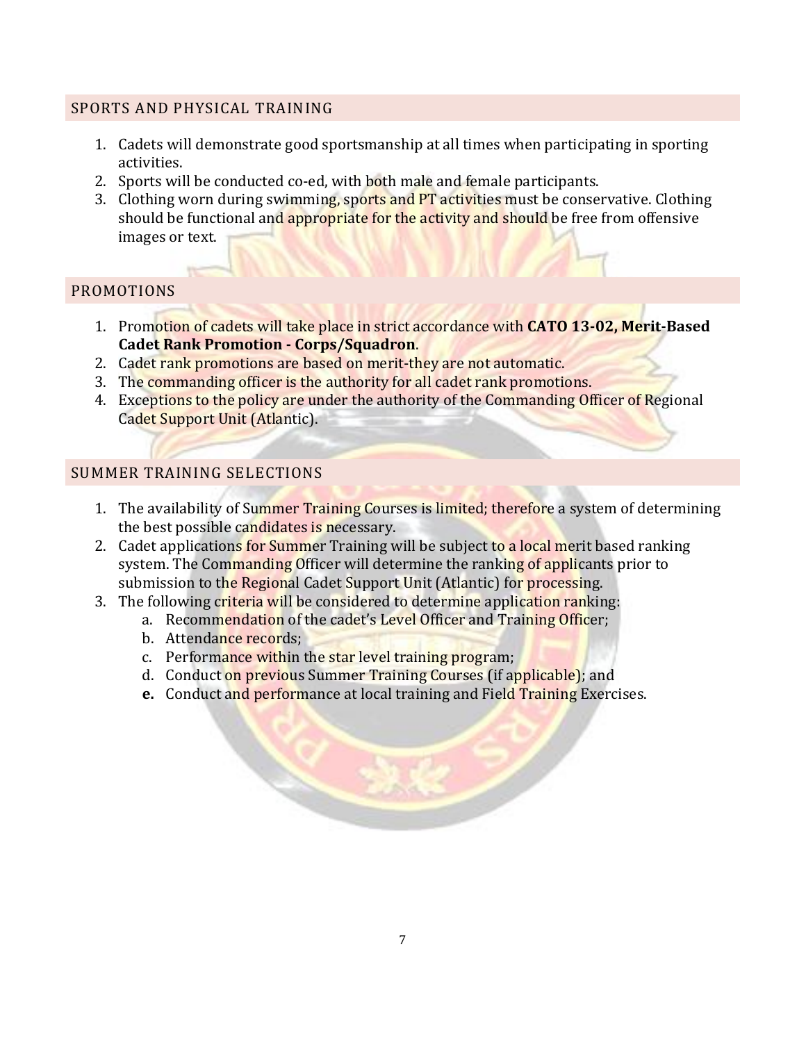## SPORTS AND PHYSICAL TRAINING

1. Cadets will demonstrate good sportsmanship at all times when participating in sporting activities.
2. Sports will be conducted co-ed, with both male and female participants.
3. Clothing worn during swimming, sports and PT activities must be conservative. Clothing should be functional and appropriate for the activity and should be free from offensive images or text.

## PROMOTIONS

1. Promotion of cadets will take place in strict accordance with **CATO 13-02, Merit-Based Cadet Rank Promotion - Corps/Squadron**.
2. Cadet rank promotions are based on merit-they are not automatic.
3. The commanding officer is the authority for all cadet rank promotions.
4. Exceptions to the policy are under the authority of the Commanding Officer of Regional Cadet Support Unit (Atlantic).

## SUMMER TRAINING SELECTIONS

1. The availability of Summer Training Courses is limited; therefore a system of determining the best possible candidates is necessary.
2. Cadet applications for Summer Training will be subject to a local merit based ranking system. The Commanding Officer will determine the ranking of applicants prior to submission to the Regional Cadet Support Unit (Atlantic) for processing.
3. The following criteria will be considered to determine application ranking:
   a. Recommendation of the cadet's Level Officer and Training Officer;
   b. Attendance records;
   c. Performance within the star level training program;
   d. Conduct on previous Summer Training Courses (if applicable); and
   **e.** Conduct and performance at local training and Field Training Exercises.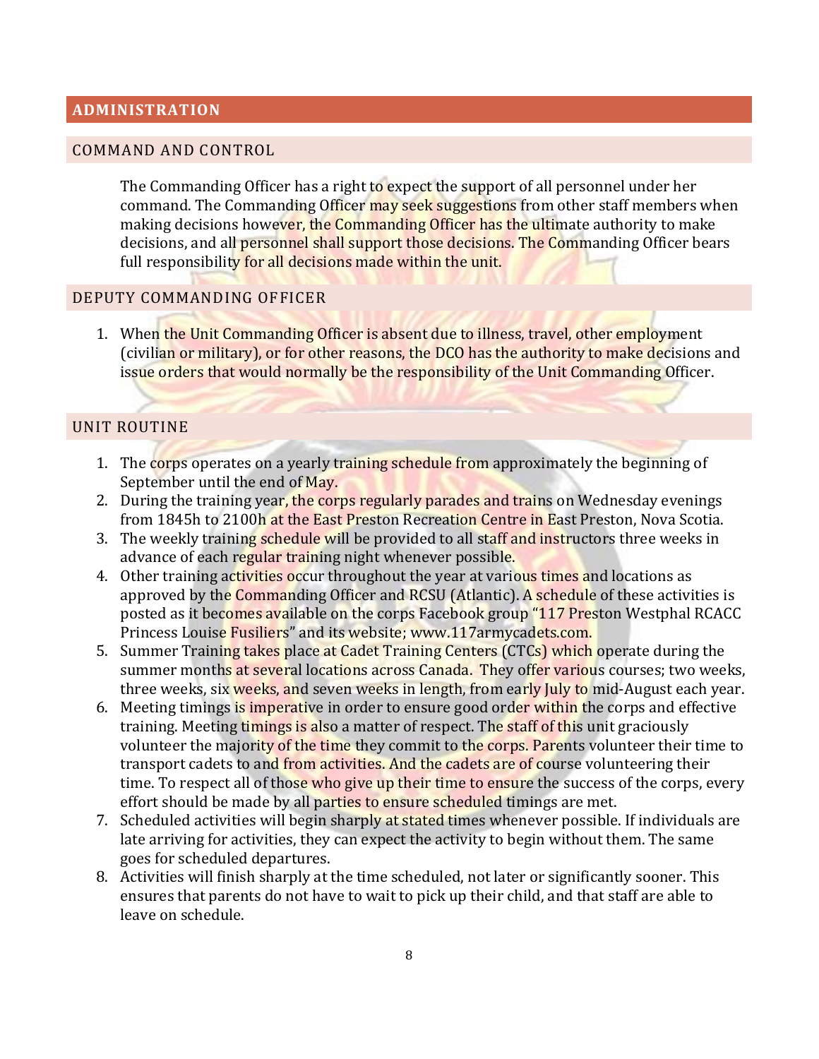# ADMINISTRATION

## COMMAND AND CONTROL

The Commanding Officer has a right to expect the support of all personnel under her command. The Commanding Officer may seek suggestions from other staff members when making decisions however, the Commanding Officer has the ultimate authority to make decisions, and all personnel shall support those decisions. The Commanding Officer bears full responsibility for all decisions made within the unit.

## DEPUTY COMMANDING OFFICER

1. When the Unit Commanding Officer is absent due to illness, travel, other employment (civilian or military), or for other reasons, the DCO has the authority to make decisions and issue orders that would normally be the responsibility of the Unit Commanding Officer.

## UNIT ROUTINE

1. The corps operates on a yearly training schedule from approximately the beginning of September until the end of May.
2. During the training year, the corps regularly parades and trains on Wednesday evenings from 1845h to 2100h at the East Preston Recreation Centre in East Preston, Nova Scotia.
3. The weekly training schedule will be provided to all staff and instructors three weeks in advance of each regular training night whenever possible.
4. Other training activities occur throughout the year at various times and locations as approved by the Commanding Officer and RCSU (Atlantic). A schedule of these activities is posted as it becomes available on the corps Facebook group "117 Preston Westphal RCACC Princess Louise Fusiliers" and its website; www.117armycadets.com.
5. Summer Training takes place at Cadet Training Centers (CTCs) which operate during the summer months at several locations across Canada. They offer various courses; two weeks, three weeks, six weeks, and seven weeks in length, from early July to mid-August each year.
6. Meeting timings is imperative in order to ensure good order within the corps and effective training. Meeting timings is also a matter of respect. The staff of this unit graciously volunteer the majority of the time they commit to the corps. Parents volunteer their time to transport cadets to and from activities. And the cadets are of course volunteering their time. To respect all of those who give up their time to ensure the success of the corps, every effort should be made by all parties to ensure scheduled timings are met.
7. Scheduled activities will begin sharply at stated times whenever possible. If individuals are late arriving for activities, they can expect the activity to begin without them. The same goes for scheduled departures.
8. Activities will finish sharply at the time scheduled, not later or significantly sooner. This ensures that parents do not have to wait to pick up their child, and that staff are able to leave on schedule.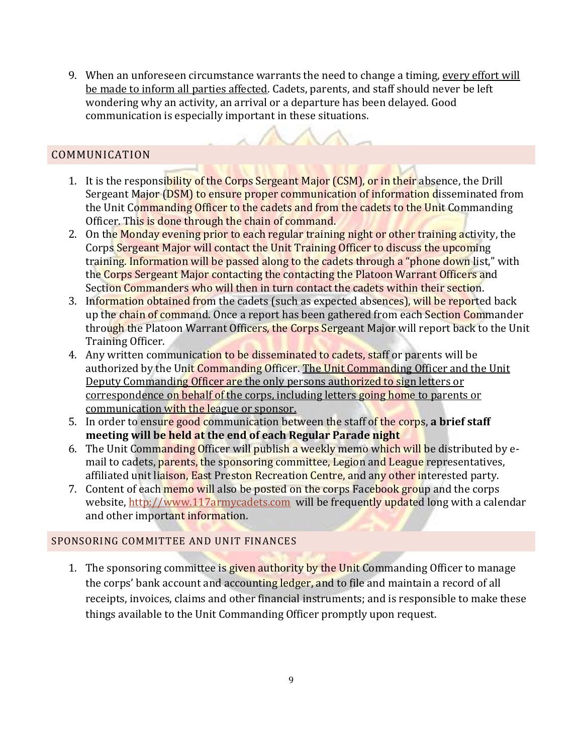9. When an unforeseen circumstance warrants the need to change a timing, <u>every effort will be made to inform all parties affected</u>. Cadets, parents, and staff should never be left wondering why an activity, an arrival or a departure has been delayed. Good communication is especially important in these situations.

## COMMUNICATION

1. It is the responsibility of the Corps Sergeant Major (CSM), or in their absence, the Drill Sergeant Major (DSM) to ensure proper communication of information disseminated from the Unit Commanding Officer to the cadets and from the cadets to the Unit Commanding Officer. This is done through the chain of command.
2. On the Monday evening prior to each regular training night or other training activity, the Corps Sergeant Major will contact the Unit Training Officer to discuss the upcoming training. Information will be passed along to the cadets through a "phone down list," with the Corps Sergeant Major contacting the contacting the Platoon Warrant Officers and Section Commanders who will then in turn contact the cadets within their section.
3. Information obtained from the cadets (such as expected absences), will be reported back up the chain of command. Once a report has been gathered from each Section Commander through the Platoon Warrant Officers, the Corps Sergeant Major will report back to the Unit Training Officer.
4. Any written communication to be disseminated to cadets, staff or parents will be authorized by the Unit Commanding Officer. <u>The Unit Commanding Officer and the Unit Deputy Commanding Officer are the only persons authorized to sign letters or correspondence on behalf of the corps, including letters going home to parents or communication with the league or sponsor.</u>
5. In order to ensure good communication between the staff of the corps, **a brief staff meeting will be held at the end of each Regular Parade night**
6. The Unit Commanding Officer will publish a weekly memo which will be distributed by e-mail to cadets, parents, the sponsoring committee, Legion and League representatives, affiliated unit liaison, East Preston Recreation Centre, and any other interested party.
7. Content of each memo will also be posted on the corps Facebook group and the corps website, [http://www.117armycadets.com](http://www.117armycadets.com) will be frequently updated long with a calendar and other important information.

## SPONSORING COMMITTEE AND UNIT FINANCES

1. The sponsoring committee is given authority by the Unit Commanding Officer to manage the corps' bank account and accounting ledger, and to file and maintain a record of all receipts, invoices, claims and other financial instruments; and is responsible to make these things available to the Unit Commanding Officer promptly upon request.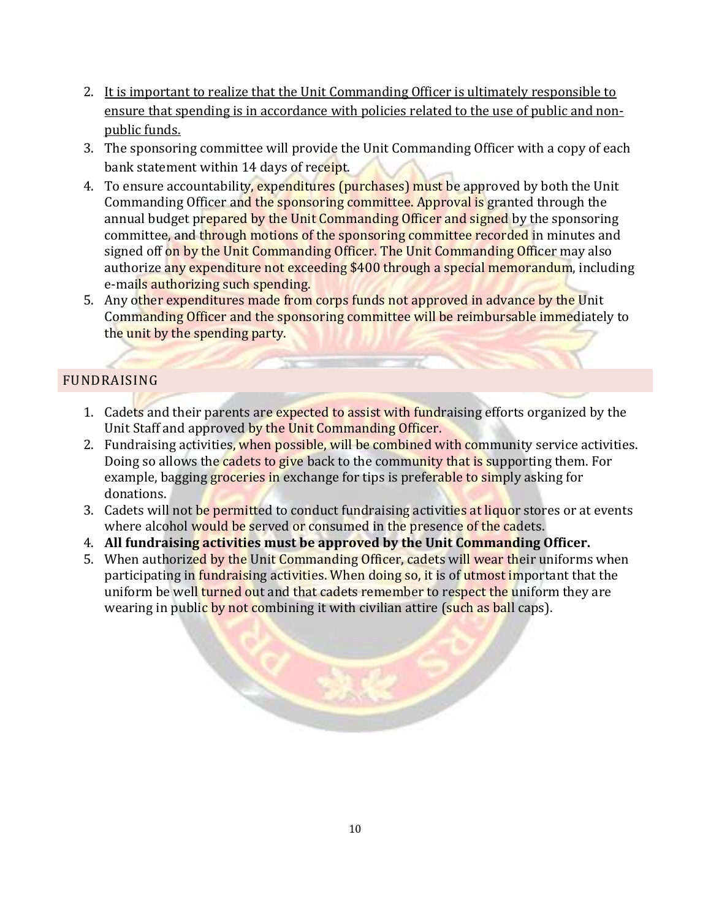2. <u>It is important to realize that the Unit Commanding Officer is ultimately responsible to ensure that spending is in accordance with policies related to the use of public and non-public funds.</u>
3. The sponsoring committee will provide the Unit Commanding Officer with a copy of each bank statement within 14 days of receipt.
4. To ensure accountability, expenditures (purchases) must be approved by both the Unit Commanding Officer and the sponsoring committee. Approval is granted through the annual budget prepared by the Unit Commanding Officer and signed by the sponsoring committee, and through motions of the sponsoring committee recorded in minutes and signed off on by the Unit Commanding Officer. The Unit Commanding Officer may also authorize any expenditure not exceeding $400 through a special memorandum, including e-mails authorizing such spending.
5. Any other expenditures made from corps funds not approved in advance by the Unit Commanding Officer and the sponsoring committee will be reimbursable immediately to the unit by the spending party.

## FUNDRAISING

1. Cadets and their parents are expected to assist with fundraising efforts organized by the Unit Staff and approved by the Unit Commanding Officer.
2. Fundraising activities, when possible, will be combined with community service activities. Doing so allows the cadets to give back to the community that is supporting them. For example, bagging groceries in exchange for tips is preferable to simply asking for donations.
3. Cadets will not be permitted to conduct fundraising activities at liquor stores or at events where alcohol would be served or consumed in the presence of the cadets.
4. **All fundraising activities must be approved by the Unit Commanding Officer.**
5. When authorized by the Unit Commanding Officer, cadets will wear their uniforms when participating in fundraising activities. When doing so, it is of utmost important that the uniform be well turned out and that cadets remember to respect the uniform they are wearing in public by not combining it with civilian attire (such as ball caps).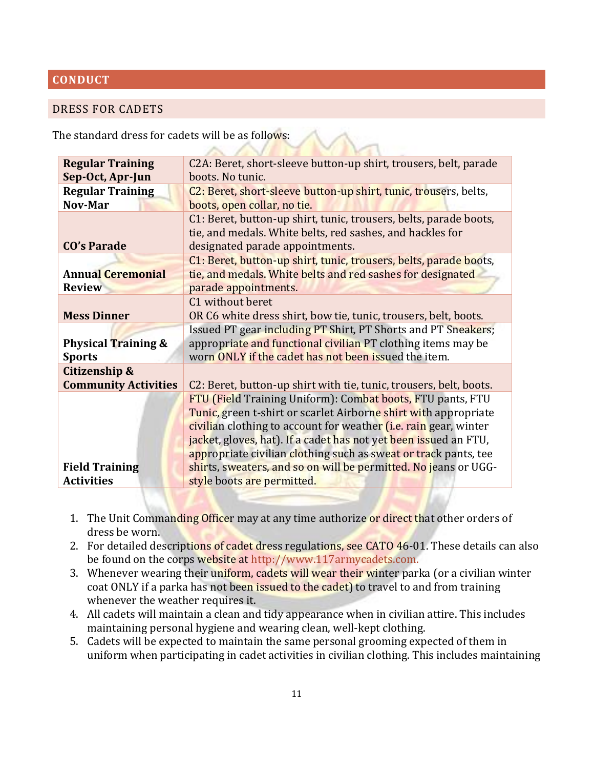## CONDUCT

### DRESS FOR CADETS

The standard dress for cadets will be as follows:

| | |
|---|---|
| **Regular Training Sep-Oct, Apr-Jun** | C2A: Beret, short-sleeve button-up shirt, trousers, belt, parade boots. No tunic. |
| **Regular Training Nov-Mar** | C2: Beret, short-sleeve button-up shirt, tunic, trousers, belts, boots, open collar, no tie. |
| **CO's Parade** | C1: Beret, button-up shirt, tunic, trousers, belts, parade boots, tie, and medals. White belts, red sashes, and hackles for designated parade appointments. |
| **Annual Ceremonial Review** | C1: Beret, button-up shirt, tunic, trousers, belts, parade boots, tie, and medals. White belts and red sashes for designated parade appointments. |
| **Mess Dinner** | C1 without beret<br>OR C6 white dress shirt, bow tie, tunic, trousers, belt, boots. |
| **Physical Training & Sports** | Issued PT gear including PT Shirt, PT Shorts and PT Sneakers; appropriate and functional civilian PT clothing items may be worn ONLY if the cadet has not been issued the item. |
| **Citizenship & Community Activities** | C2: Beret, button-up shirt with tie, tunic, trousers, belt, boots. |
| **Field Training Activities** | FTU (Field Training Uniform): Combat boots, FTU pants, FTU Tunic, green t-shirt or scarlet Airborne shirt with appropriate civilian clothing to account for weather (i.e. rain gear, winter jacket, gloves, hat). If a cadet has not yet been issued an FTU, appropriate civilian clothing such as sweat or track pants, tee shirts, sweaters, and so on will be permitted. No jeans or UGG-style boots are permitted. |

1. The Unit Commanding Officer may at any time authorize or direct that other orders of dress be worn.
2. For detailed descriptions of cadet dress regulations, see CATO 46-01. These details can also be found on the corps website at http://www.117armycadets.com.
3. Whenever wearing their uniform, cadets will wear their winter parka (or a civilian winter coat ONLY if a parka has not been issued to the cadet) to travel to and from training whenever the weather requires it.
4. All cadets will maintain a clean and tidy appearance when in civilian attire. This includes maintaining personal hygiene and wearing clean, well-kept clothing.
5. Cadets will be expected to maintain the same personal grooming expected of them in uniform when participating in cadet activities in civilian clothing. This includes maintaining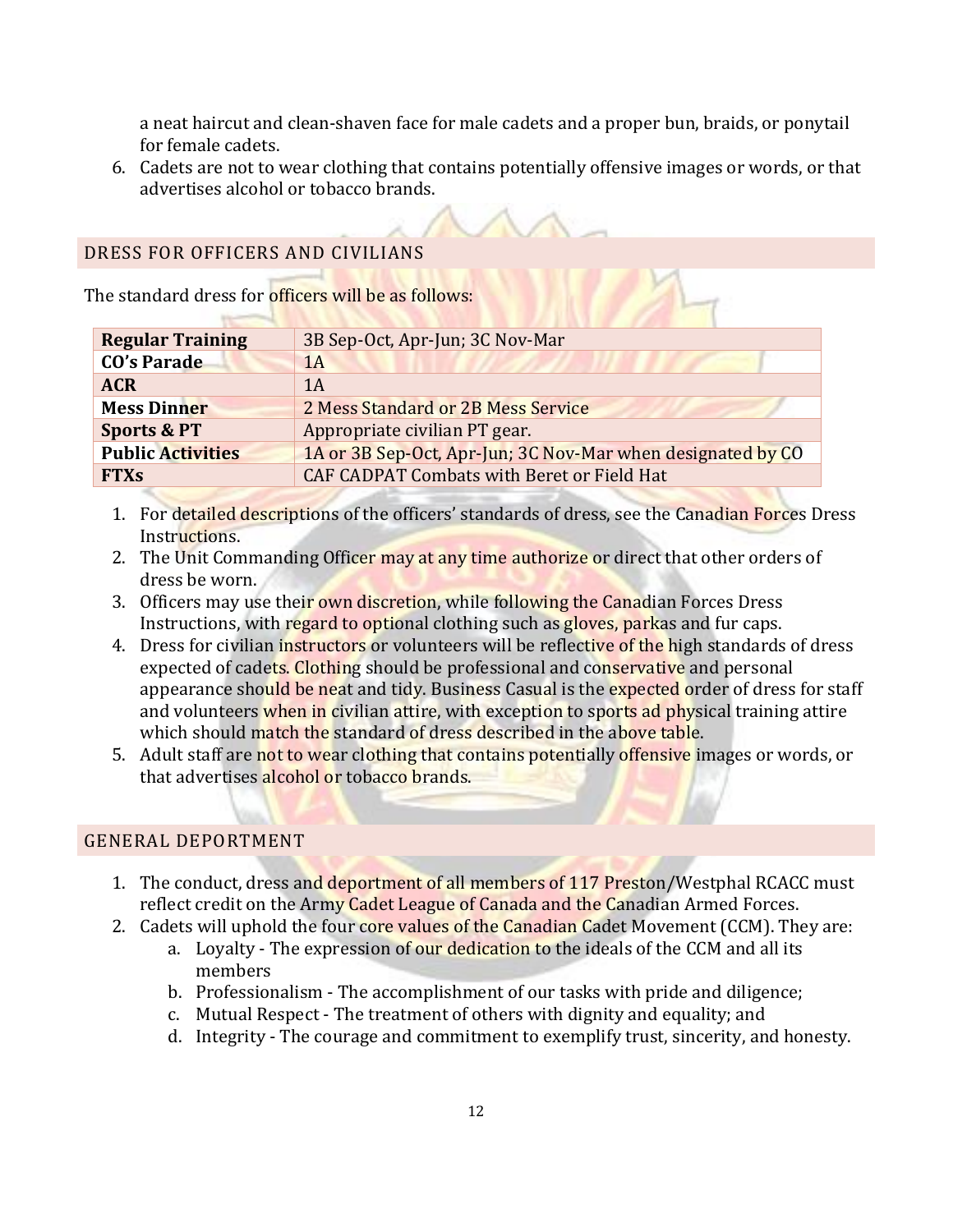a neat haircut and clean-shaven face for male cadets and a proper bun, braids, or ponytail for female cadets.

6. Cadets are not to wear clothing that contains potentially offensive images or words, or that advertises alcohol or tobacco brands.

## DRESS FOR OFFICERS AND CIVILIANS

The standard dress for officers will be as follows:

| | |
|---|---|
| **Regular Training** | 3B Sep-Oct, Apr-Jun; 3C Nov-Mar |
| **CO's Parade** | 1A |
| **ACR** | 1A |
| **Mess Dinner** | 2 Mess Standard or 2B Mess Service |
| **Sports & PT** | Appropriate civilian PT gear. |
| **Public Activities** | 1A or 3B Sep-Oct, Apr-Jun; 3C Nov-Mar when designated by CO |
| **FTXs** | CAF CADPAT Combats with Beret or Field Hat |

1. For detailed descriptions of the officers' standards of dress, see the Canadian Forces Dress Instructions.
2. The Unit Commanding Officer may at any time authorize or direct that other orders of dress be worn.
3. Officers may use their own discretion, while following the Canadian Forces Dress Instructions, with regard to optional clothing such as gloves, parkas and fur caps.
4. Dress for civilian instructors or volunteers will be reflective of the high standards of dress expected of cadets. Clothing should be professional and conservative and personal appearance should be neat and tidy. Business Casual is the expected order of dress for staff and volunteers when in civilian attire, with exception to sports ad physical training attire which should match the standard of dress described in the above table.
5. Adult staff are not to wear clothing that contains potentially offensive images or words, or that advertises alcohol or tobacco brands.

## GENERAL DEPORTMENT

1. The conduct, dress and deportment of all members of 117 Preston/Westphal RCACC must reflect credit on the Army Cadet League of Canada and the Canadian Armed Forces.
2. Cadets will uphold the four core values of the Canadian Cadet Movement (CCM). They are:
    a. Loyalty - The expression of our dedication to the ideals of the CCM and all its members
    b. Professionalism - The accomplishment of our tasks with pride and diligence;
    c. Mutual Respect - The treatment of others with dignity and equality; and
    d. Integrity - The courage and commitment to exemplify trust, sincerity, and honesty.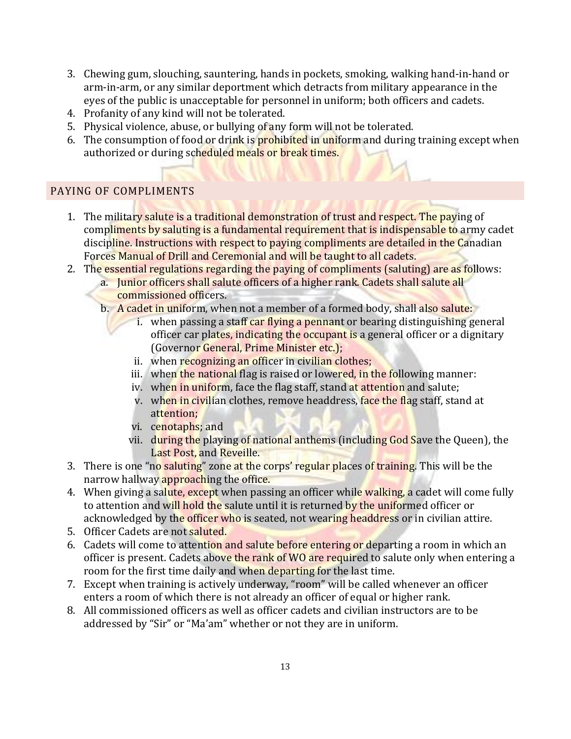3. Chewing gum, slouching, sauntering, hands in pockets, smoking, walking hand-in-hand or arm-in-arm, or any similar deportment which detracts from military appearance in the eyes of the public is unacceptable for personnel in uniform; both officers and cadets.
4. Profanity of any kind will not be tolerated.
5. Physical violence, abuse, or bullying of any form will not be tolerated.
6. The consumption of food or drink is prohibited in uniform and during training except when authorized or during scheduled meals or break times.

## PAYING OF COMPLIMENTS

1. The military salute is a traditional demonstration of trust and respect. The paying of compliments by saluting is a fundamental requirement that is indispensable to army cadet discipline. Instructions with respect to paying compliments are detailed in the Canadian Forces Manual of Drill and Ceremonial and will be taught to all cadets.
2. The essential regulations regarding the paying of compliments (saluting) are as follows:
   a. Junior officers shall salute officers of a higher rank. Cadets shall salute all commissioned officers.
   b. A cadet in uniform, when not a member of a formed body, shall also salute:
      i. when passing a staff car flying a pennant or bearing distinguishing general officer car plates, indicating the occupant is a general officer or a dignitary (Governor General, Prime Minister etc.);
      ii. when recognizing an officer in civilian clothes;
      iii. when the national flag is raised or lowered, in the following manner:
      iv. when in uniform, face the flag staff, stand at attention and salute;
      v. when in civilian clothes, remove headdress, face the flag staff, stand at attention;
      vi. cenotaphs; and
      vii. during the playing of national anthems (including God Save the Queen), the Last Post, and Reveille.
3. There is one "no saluting" zone at the corps' regular places of training. This will be the narrow hallway approaching the office.
4. When giving a salute, except when passing an officer while walking, a cadet will come fully to attention and will hold the salute until it is returned by the uniformed officer or acknowledged by the officer who is seated, not wearing headdress or in civilian attire.
5. Officer Cadets are not saluted.
6. Cadets will come to attention and salute before entering or departing a room in which an officer is present. Cadets above the rank of WO are required to salute only when entering a room for the first time daily and when departing for the last time.
7. Except when training is actively underway, "room" will be called whenever an officer enters a room of which there is not already an officer of equal or higher rank.
8. All commissioned officers as well as officer cadets and civilian instructors are to be addressed by "Sir" or "Ma'am" whether or not they are in uniform.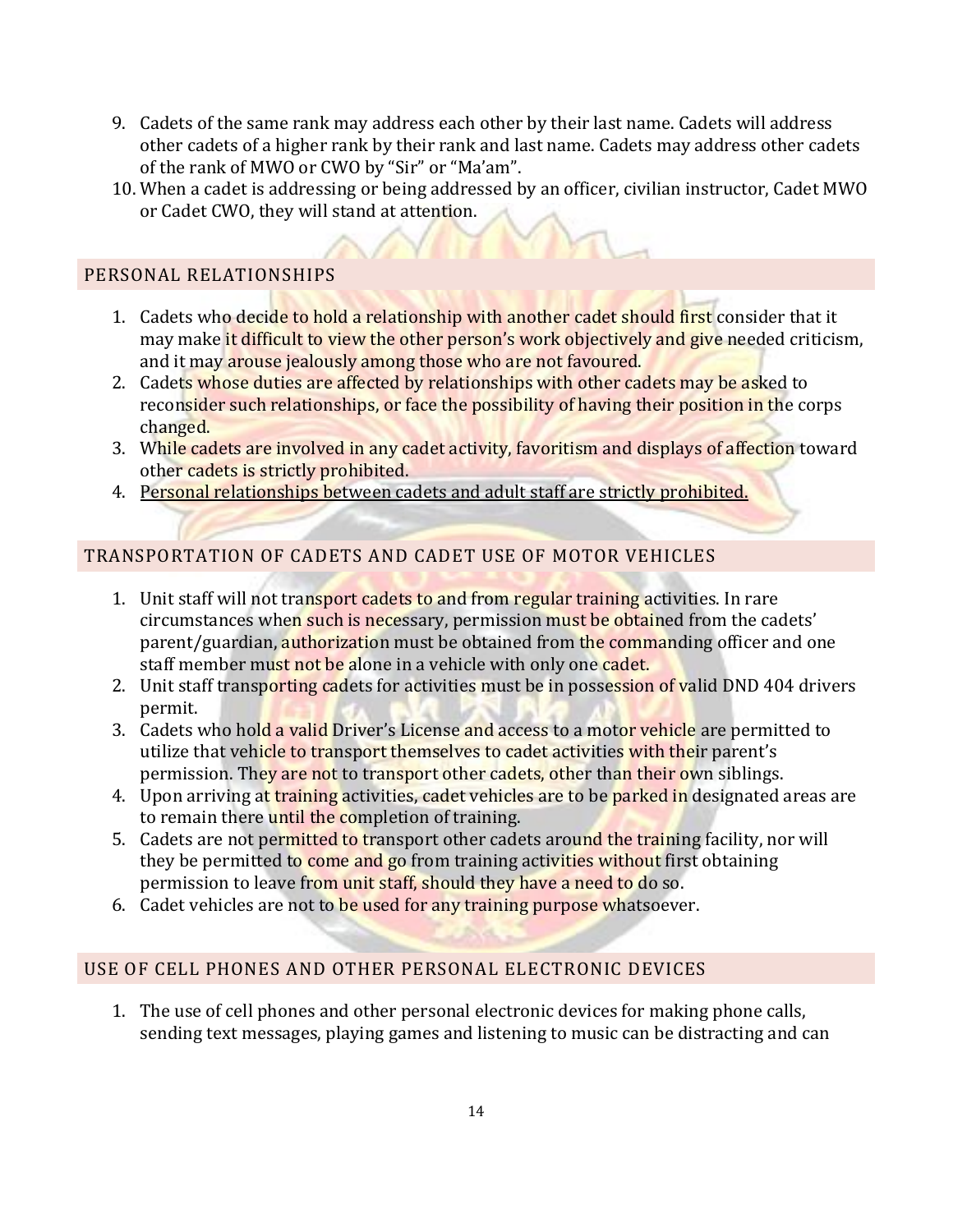9. Cadets of the same rank may address each other by their last name. Cadets will address other cadets of a higher rank by their rank and last name. Cadets may address other cadets of the rank of MWO or CWO by "Sir" or "Ma'am".
10. When a cadet is addressing or being addressed by an officer, civilian instructor, Cadet MWO or Cadet CWO, they will stand at attention.

## PERSONAL RELATIONSHIPS

1. Cadets who decide to hold a relationship with another cadet should first consider that it may make it difficult to view the other person's work objectively and give needed criticism, and it may arouse jealously among those who are not favoured.
2. Cadets whose duties are affected by relationships with other cadets may be asked to reconsider such relationships, or face the possibility of having their position in the corps changed.
3. While cadets are involved in any cadet activity, favoritism and displays of affection toward other cadets is strictly prohibited.
4. <u>Personal relationships between cadets and adult staff are strictly prohibited.</u>

## TRANSPORTATION OF CADETS AND CADET USE OF MOTOR VEHICLES

1. Unit staff will not transport cadets to and from regular training activities. In rare circumstances when such is necessary, permission must be obtained from the cadets' parent/guardian, authorization must be obtained from the commanding officer and one staff member must not be alone in a vehicle with only one cadet.
2. Unit staff transporting cadets for activities must be in possession of valid DND 404 drivers permit.
3. Cadets who hold a valid Driver's License and access to a motor vehicle are permitted to utilize that vehicle to transport themselves to cadet activities with their parent's permission. They are not to transport other cadets, other than their own siblings.
4. Upon arriving at training activities, cadet vehicles are to be parked in designated areas are to remain there until the completion of training.
5. Cadets are not permitted to transport other cadets around the training facility, nor will they be permitted to come and go from training activities without first obtaining permission to leave from unit staff, should they have a need to do so.
6. Cadet vehicles are not to be used for any training purpose whatsoever.

## USE OF CELL PHONES AND OTHER PERSONAL ELECTRONIC DEVICES

1. The use of cell phones and other personal electronic devices for making phone calls, sending text messages, playing games and listening to music can be distracting and can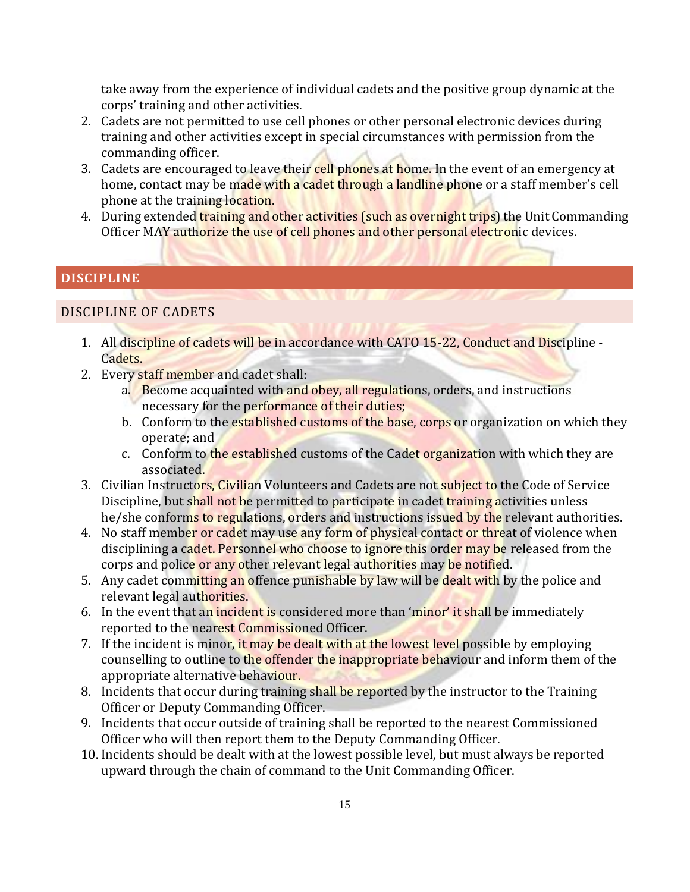take away from the experience of individual cadets and the positive group dynamic at the corps' training and other activities.

2. Cadets are not permitted to use cell phones or other personal electronic devices during training and other activities except in special circumstances with permission from the commanding officer.
3. Cadets are encouraged to leave their cell phones at home. In the event of an emergency at home, contact may be made with a cadet through a landline phone or a staff member's cell phone at the training location.
4. During extended training and other activities (such as overnight trips) the Unit Commanding Officer MAY authorize the use of cell phones and other personal electronic devices.

## DISCIPLINE

### DISCIPLINE OF CADETS

1. All discipline of cadets will be in accordance with CATO 15-22, Conduct and Discipline - Cadets.
2. Every staff member and cadet shall:
   a. Become acquainted with and obey, all regulations, orders, and instructions necessary for the performance of their duties;
   b. Conform to the established customs of the base, corps or organization on which they operate; and
   c. Conform to the established customs of the Cadet organization with which they are associated.
3. Civilian Instructors, Civilian Volunteers and Cadets are not subject to the Code of Service Discipline, but shall not be permitted to participate in cadet training activities unless he/she conforms to regulations, orders and instructions issued by the relevant authorities.
4. No staff member or cadet may use any form of physical contact or threat of violence when disciplining a cadet. Personnel who choose to ignore this order may be released from the corps and police or any other relevant legal authorities may be notified.
5. Any cadet committing an offence punishable by law will be dealt with by the police and relevant legal authorities.
6. In the event that an incident is considered more than 'minor' it shall be immediately reported to the nearest Commissioned Officer.
7. If the incident is minor, it may be dealt with at the lowest level possible by employing counselling to outline to the offender the inappropriate behaviour and inform them of the appropriate alternative behaviour.
8. Incidents that occur during training shall be reported by the instructor to the Training Officer or Deputy Commanding Officer.
9. Incidents that occur outside of training shall be reported to the nearest Commissioned Officer who will then report them to the Deputy Commanding Officer.
10. Incidents should be dealt with at the lowest possible level, but must always be reported upward through the chain of command to the Unit Commanding Officer.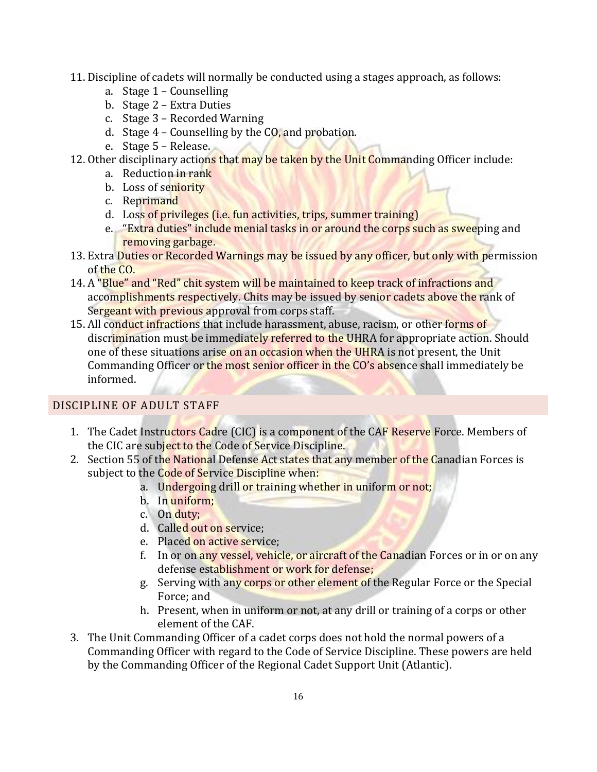11. Discipline of cadets will normally be conducted using a stages approach, as follows:
    a. Stage 1 – Counselling
    b. Stage 2 – Extra Duties
    c. Stage 3 – Recorded Warning
    d. Stage 4 – Counselling by the CO, and probation.
    e. Stage 5 – Release.
12. Other disciplinary actions that may be taken by the Unit Commanding Officer include:
    a. Reduction in rank
    b. Loss of seniority
    c. Reprimand
    d. Loss of privileges (i.e. fun activities, trips, summer training)
    e. "Extra duties" include menial tasks in or around the corps such as sweeping and removing garbage.
13. Extra Duties or Recorded Warnings may be issued by any officer, but only with permission of the CO.
14. A "Blue" and "Red" chit system will be maintained to keep track of infractions and accomplishments respectively. Chits may be issued by senior cadets above the rank of Sergeant with previous approval from corps staff.
15. All conduct infractions that include harassment, abuse, racism, or other forms of discrimination must be immediately referred to the UHRA for appropriate action. Should one of these situations arise on an occasion when the UHRA is not present, the Unit Commanding Officer or the most senior officer in the CO's absence shall immediately be informed.

## DISCIPLINE OF ADULT STAFF

1. The Cadet Instructors Cadre (CIC) is a component of the CAF Reserve Force. Members of the CIC are subject to the Code of Service Discipline.
2. Section 55 of the National Defense Act states that any member of the Canadian Forces is subject to the Code of Service Discipline when:
    a. Undergoing drill or training whether in uniform or not;
    b. In uniform;
    c. On duty;
    d. Called out on service;
    e. Placed on active service;
    f. In or on any vessel, vehicle, or aircraft of the Canadian Forces or in or on any defense establishment or work for defense;
    g. Serving with any corps or other element of the Regular Force or the Special Force; and
    h. Present, when in uniform or not, at any drill or training of a corps or other element of the CAF.
3. The Unit Commanding Officer of a cadet corps does not hold the normal powers of a Commanding Officer with regard to the Code of Service Discipline. These powers are held by the Commanding Officer of the Regional Cadet Support Unit (Atlantic).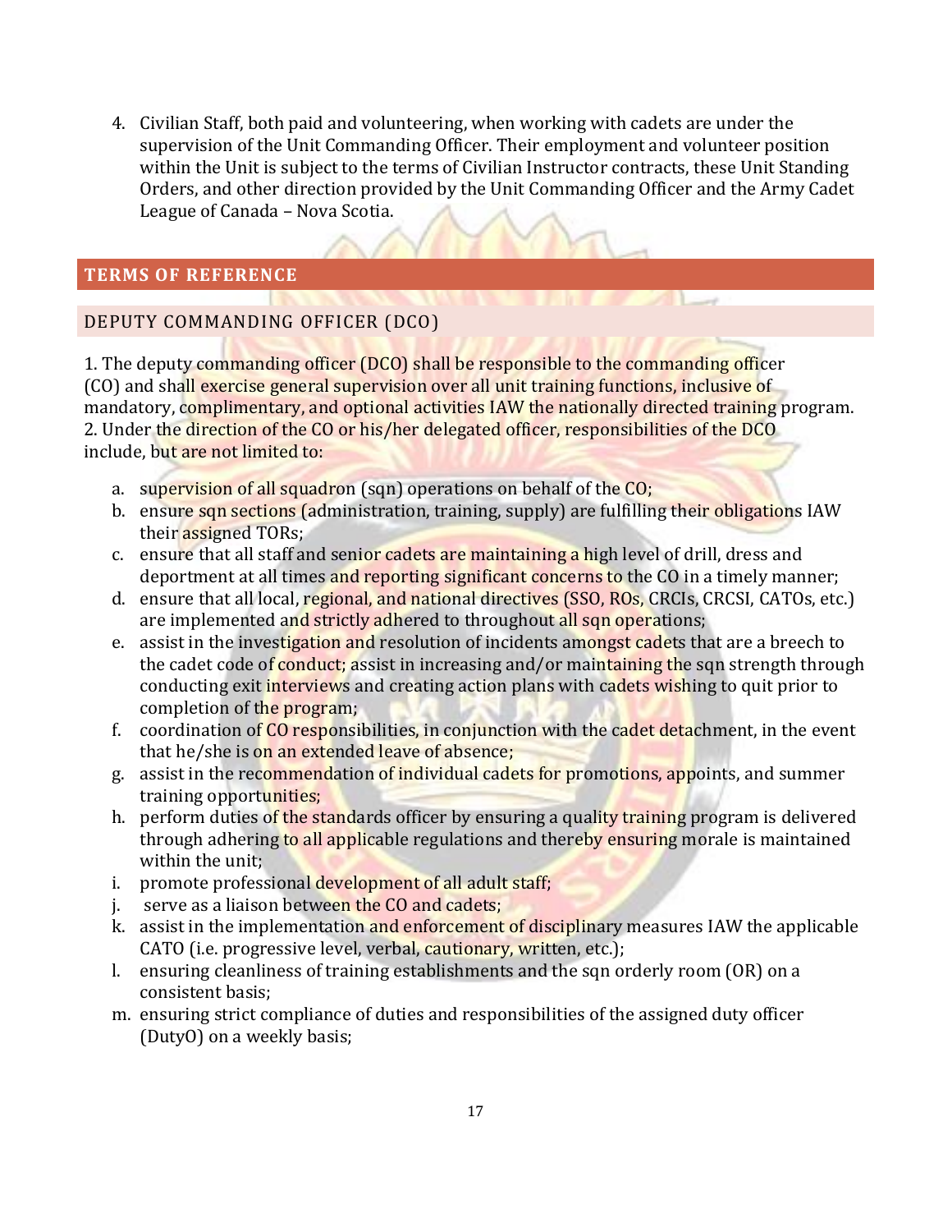4. Civilian Staff, both paid and volunteering, when working with cadets are under the supervision of the Unit Commanding Officer. Their employment and volunteer position within the Unit is subject to the terms of Civilian Instructor contracts, these Unit Standing Orders, and other direction provided by the Unit Commanding Officer and the Army Cadet League of Canada – Nova Scotia.

## TERMS OF REFERENCE

### DEPUTY COMMANDING OFFICER (DCO)

1. The deputy commanding officer (DCO) shall be responsible to the commanding officer (CO) and shall exercise general supervision over all unit training functions, inclusive of mandatory, complimentary, and optional activities IAW the nationally directed training program.
2. Under the direction of the CO or his/her delegated officer, responsibilities of the DCO include, but are not limited to:

   a. supervision of all squadron (sqn) operations on behalf of the CO;
   b. ensure sqn sections (administration, training, supply) are fulfilling their obligations IAW their assigned TORs;
   c. ensure that all staff and senior cadets are maintaining a high level of drill, dress and deportment at all times and reporting significant concerns to the CO in a timely manner;
   d. ensure that all local, regional, and national directives (SSO, ROs, CRCIs, CRCSI, CATOs, etc.) are implemented and strictly adhered to throughout all sqn operations;
   e. assist in the investigation and resolution of incidents amongst cadets that are a breech to the cadet code of conduct; assist in increasing and/or maintaining the sqn strength through conducting exit interviews and creating action plans with cadets wishing to quit prior to completion of the program;
   f. coordination of CO responsibilities, in conjunction with the cadet detachment, in the event that he/she is on an extended leave of absence;
   g. assist in the recommendation of individual cadets for promotions, appoints, and summer training opportunities;
   h. perform duties of the standards officer by ensuring a quality training program is delivered through adhering to all applicable regulations and thereby ensuring morale is maintained within the unit;
   i. promote professional development of all adult staff;
   j. serve as a liaison between the CO and cadets;
   k. assist in the implementation and enforcement of disciplinary measures IAW the applicable CATO (i.e. progressive level, verbal, cautionary, written, etc.);
   l. ensuring cleanliness of training establishments and the sqn orderly room (OR) on a consistent basis;
   m. ensuring strict compliance of duties and responsibilities of the assigned duty officer (DutyO) on a weekly basis;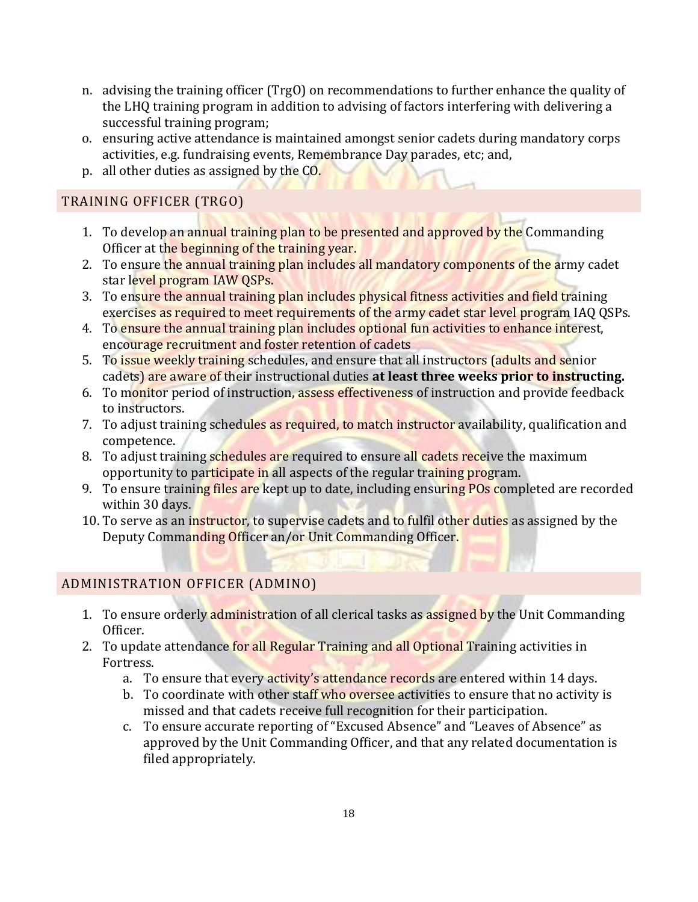n. advising the training officer (TrgO) on recommendations to further enhance the quality of the LHQ training program in addition to advising of factors interfering with delivering a successful training program;
o. ensuring active attendance is maintained amongst senior cadets during mandatory corps activities, e.g. fundraising events, Remembrance Day parades, etc; and,
p. all other duties as assigned by the CO.

## TRAINING OFFICER (TRGO)

1. To develop an annual training plan to be presented and approved by the Commanding Officer at the beginning of the training year.
2. To ensure the annual training plan includes all mandatory components of the army cadet star level program IAW QSPs.
3. To ensure the annual training plan includes physical fitness activities and field training exercises as required to meet requirements of the army cadet star level program IAQ QSPs.
4. To ensure the annual training plan includes optional fun activities to enhance interest, encourage recruitment and foster retention of cadets
5. To issue weekly training schedules, and ensure that all instructors (adults and senior cadets) are aware of their instructional duties **at least three weeks prior to instructing.**
6. To monitor period of instruction, assess effectiveness of instruction and provide feedback to instructors.
7. To adjust training schedules as required, to match instructor availability, qualification and competence.
8. To adjust training schedules are required to ensure all cadets receive the maximum opportunity to participate in all aspects of the regular training program.
9. To ensure training files are kept up to date, including ensuring POs completed are recorded within 30 days.
10. To serve as an instructor, to supervise cadets and to fulfil other duties as assigned by the Deputy Commanding Officer an/or Unit Commanding Officer.

## ADMINISTRATION OFFICER (ADMINO)

1. To ensure orderly administration of all clerical tasks as assigned by the Unit Commanding Officer.
2. To update attendance for all Regular Training and all Optional Training activities in Fortress.
    a. To ensure that every activity's attendance records are entered within 14 days.
    b. To coordinate with other staff who oversee activities to ensure that no activity is missed and that cadets receive full recognition for their participation.
    c. To ensure accurate reporting of "Excused Absence" and "Leaves of Absence" as approved by the Unit Commanding Officer, and that any related documentation is filed appropriately.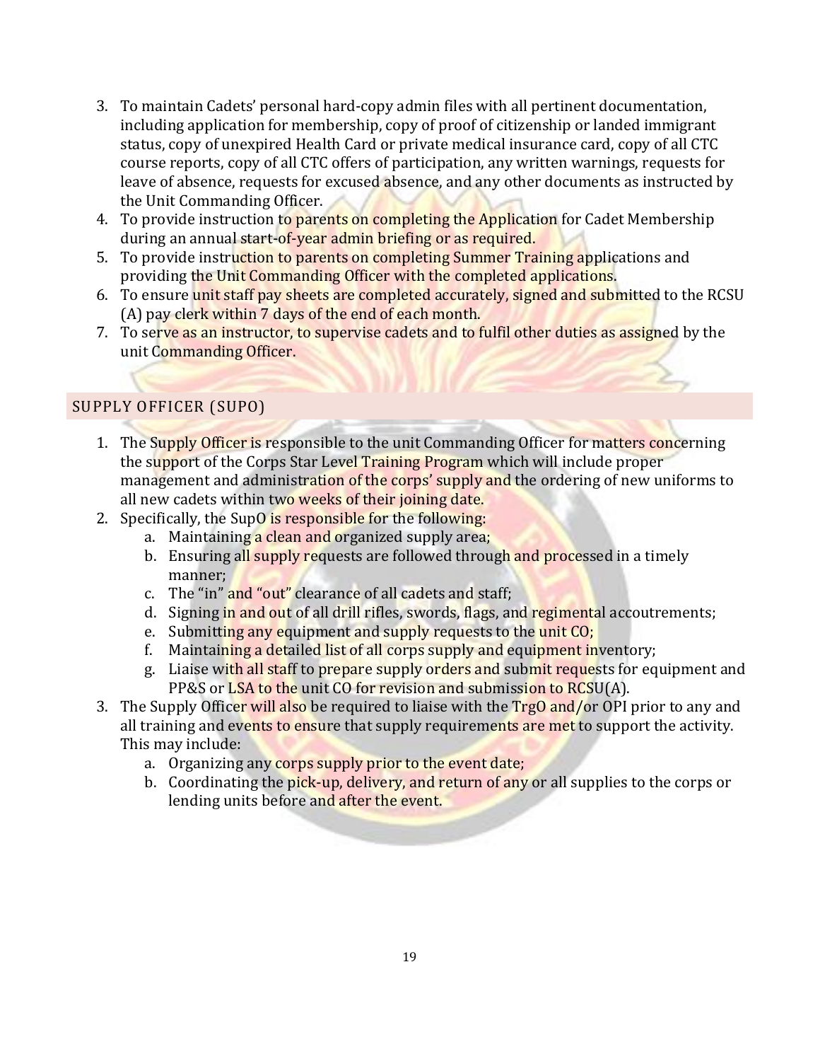3. To maintain Cadets' personal hard-copy admin files with all pertinent documentation, including application for membership, copy of proof of citizenship or landed immigrant status, copy of unexpired Health Card or private medical insurance card, copy of all CTC course reports, copy of all CTC offers of participation, any written warnings, requests for leave of absence, requests for excused absence, and any other documents as instructed by the Unit Commanding Officer.
4. To provide instruction to parents on completing the Application for Cadet Membership during an annual start-of-year admin briefing or as required.
5. To provide instruction to parents on completing Summer Training applications and providing the Unit Commanding Officer with the completed applications.
6. To ensure unit staff pay sheets are completed accurately, signed and submitted to the RCSU (A) pay clerk within 7 days of the end of each month.
7. To serve as an instructor, to supervise cadets and to fulfil other duties as assigned by the unit Commanding Officer.

## SUPPLY OFFICER (SUPO)

1. The Supply Officer is responsible to the unit Commanding Officer for matters concerning the support of the Corps Star Level Training Program which will include proper management and administration of the corps' supply and the ordering of new uniforms to all new cadets within two weeks of their joining date.
2. Specifically, the SupO is responsible for the following:
   a. Maintaining a clean and organized supply area;
   b. Ensuring all supply requests are followed through and processed in a timely manner;
   c. The "in" and "out" clearance of all cadets and staff;
   d. Signing in and out of all drill rifles, swords, flags, and regimental accoutrements;
   e. Submitting any equipment and supply requests to the unit CO;
   f. Maintaining a detailed list of all corps supply and equipment inventory;
   g. Liaise with all staff to prepare supply orders and submit requests for equipment and PP&S or LSA to the unit CO for revision and submission to RCSU(A).
3. The Supply Officer will also be required to liaise with the TrgO and/or OPI prior to any and all training and events to ensure that supply requirements are met to support the activity. This may include:
   a. Organizing any corps supply prior to the event date;
   b. Coordinating the pick-up, delivery, and return of any or all supplies to the corps or lending units before and after the event.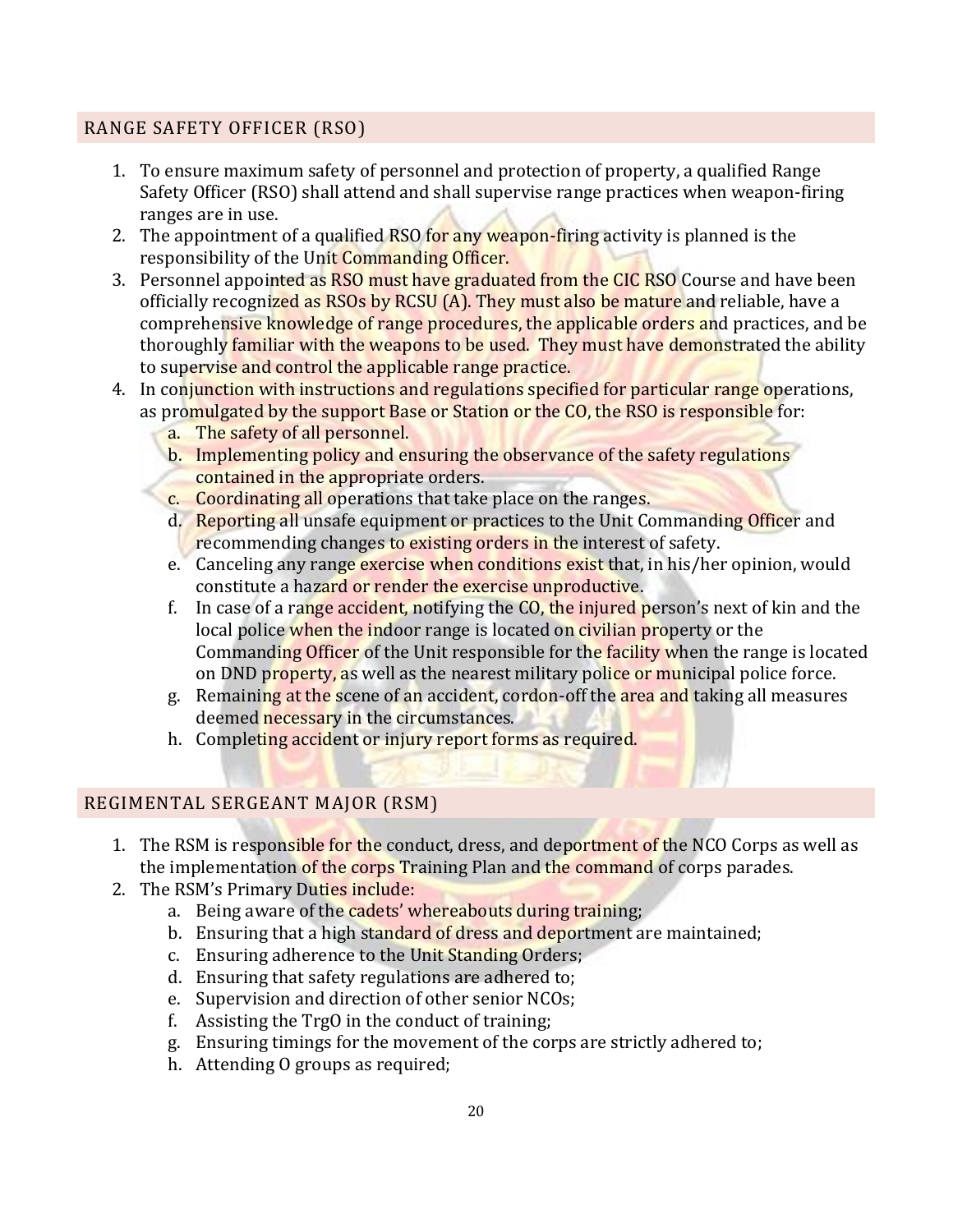## RANGE SAFETY OFFICER (RSO)

1. To ensure maximum safety of personnel and protection of property, a qualified Range Safety Officer (RSO) shall attend and shall supervise range practices when weapon-firing ranges are in use.
2. The appointment of a qualified RSO for any weapon-firing activity is planned is the responsibility of the Unit Commanding Officer.
3. Personnel appointed as RSO must have graduated from the CIC RSO Course and have been officially recognized as RSOs by RCSU (A). They must also be mature and reliable, have a comprehensive knowledge of range procedures, the applicable orders and practices, and be thoroughly familiar with the weapons to be used. They must have demonstrated the ability to supervise and control the applicable range practice.
4. In conjunction with instructions and regulations specified for particular range operations, as promulgated by the support Base or Station or the CO, the RSO is responsible for:
    a. The safety of all personnel.
    b. Implementing policy and ensuring the observance of the safety regulations contained in the appropriate orders.
    c. Coordinating all operations that take place on the ranges.
    d. Reporting all unsafe equipment or practices to the Unit Commanding Officer and recommending changes to existing orders in the interest of safety.
    e. Canceling any range exercise when conditions exist that, in his/her opinion, would constitute a hazard or render the exercise unproductive.
    f. In case of a range accident, notifying the CO, the injured person's next of kin and the local police when the indoor range is located on civilian property or the Commanding Officer of the Unit responsible for the facility when the range is located on DND property, as well as the nearest military police or municipal police force.
    g. Remaining at the scene of an accident, cordon-off the area and taking all measures deemed necessary in the circumstances.
    h. Completing accident or injury report forms as required.

## REGIMENTAL SERGEANT MAJOR (RSM)

1. The RSM is responsible for the conduct, dress, and deportment of the NCO Corps as well as the implementation of the corps Training Plan and the command of corps parades.
2. The RSM's Primary Duties include:
    a. Being aware of the cadets' whereabouts during training;
    b. Ensuring that a high standard of dress and deportment are maintained;
    c. Ensuring adherence to the Unit Standing Orders;
    d. Ensuring that safety regulations are adhered to;
    e. Supervision and direction of other senior NCOs;
    f. Assisting the TrgO in the conduct of training;
    g. Ensuring timings for the movement of the corps are strictly adhered to;
    h. Attending O groups as required;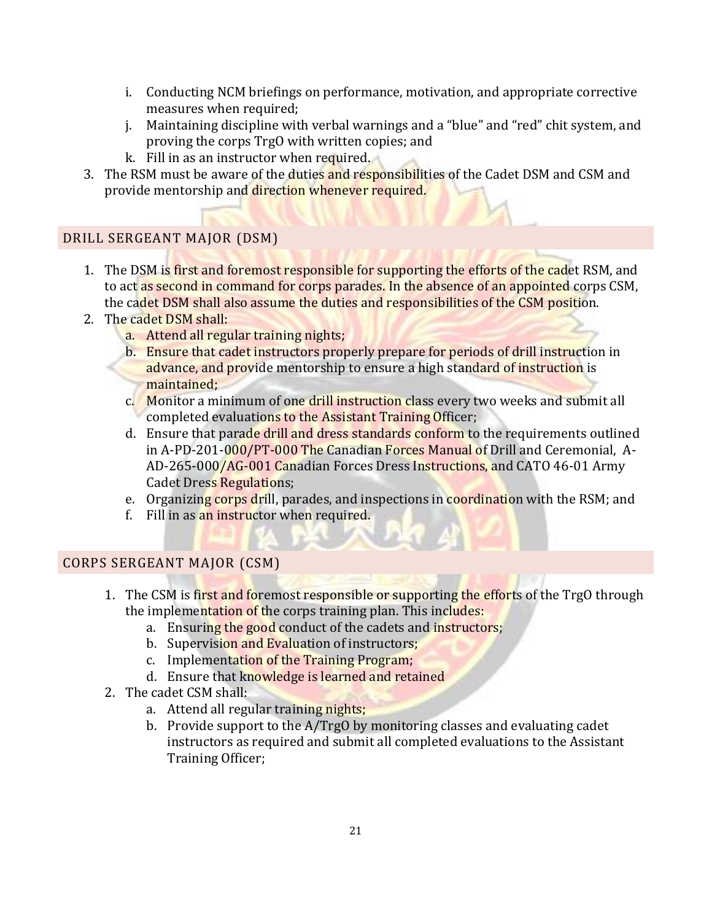i. Conducting NCM briefings on performance, motivation, and appropriate corrective measures when required;
   j. Maintaining discipline with verbal warnings and a "blue" and "red" chit system, and proving the corps TrgO with written copies; and
   k. Fill in as an instructor when required.
3. The RSM must be aware of the duties and responsibilities of the Cadet DSM and CSM and provide mentorship and direction whenever required.

## DRILL SERGEANT MAJOR (DSM)

1. The DSM is first and foremost responsible for supporting the efforts of the cadet RSM, and to act as second in command for corps parades. In the absence of an appointed corps CSM, the cadet DSM shall also assume the duties and responsibilities of the CSM position.
2. The cadet DSM shall:
   a. Attend all regular training nights;
   b. Ensure that cadet instructors properly prepare for periods of drill instruction in advance, and provide mentorship to ensure a high standard of instruction is maintained;
   c. Monitor a minimum of one drill instruction class every two weeks and submit all completed evaluations to the Assistant Training Officer;
   d. Ensure that parade drill and dress standards conform to the requirements outlined in A-PD-201-000/PT-000 The Canadian Forces Manual of Drill and Ceremonial, A-AD-265-000/AG-001 Canadian Forces Dress Instructions, and CATO 46-01 Army Cadet Dress Regulations;
   e. Organizing corps drill, parades, and inspections in coordination with the RSM; and
   f. Fill in as an instructor when required.

## CORPS SERGEANT MAJOR (CSM)

1. The CSM is first and foremost responsible or supporting the efforts of the TrgO through the implementation of the corps training plan. This includes:
   a. Ensuring the good conduct of the cadets and instructors;
   b. Supervision and Evaluation of instructors;
   c. Implementation of the Training Program;
   d. Ensure that knowledge is learned and retained
2. The cadet CSM shall:
   a. Attend all regular training nights;
   b. Provide support to the A/TrgO by monitoring classes and evaluating cadet instructors as required and submit all completed evaluations to the Assistant Training Officer;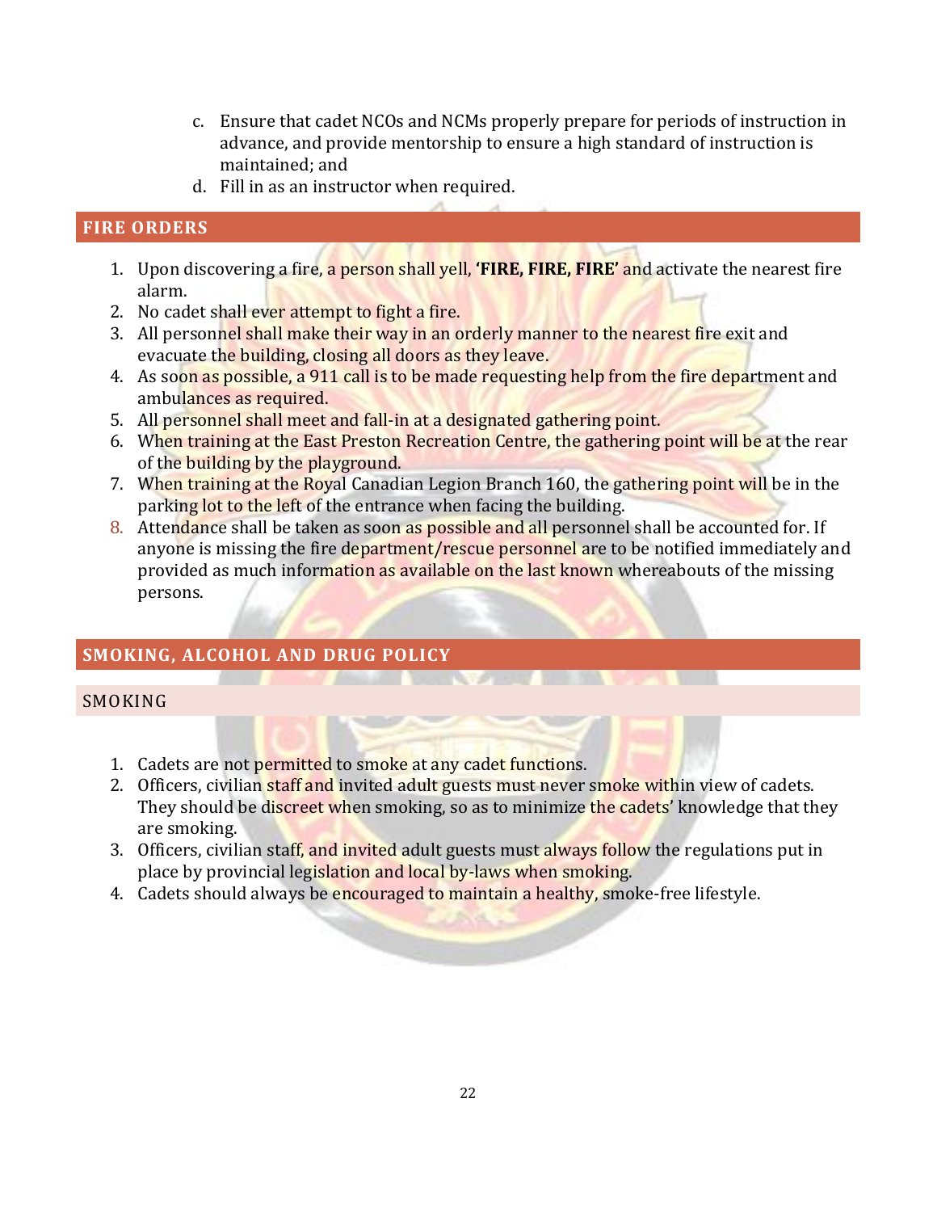c. Ensure that cadet NCOs and NCMs properly prepare for periods of instruction in advance, and provide mentorship to ensure a high standard of instruction is maintained; and
d. Fill in as an instructor when required.

## FIRE ORDERS

1. Upon discovering a fire, a person shall yell, **'FIRE, FIRE, FIRE'** and activate the nearest fire alarm.
2. No cadet shall ever attempt to fight a fire.
3. All personnel shall make their way in an orderly manner to the nearest fire exit and evacuate the building, closing all doors as they leave.
4. As soon as possible, a 911 call is to be made requesting help from the fire department and ambulances as required.
5. All personnel shall meet and fall-in at a designated gathering point.
6. When training at the East Preston Recreation Centre, the gathering point will be at the rear of the building by the playground.
7. When training at the Royal Canadian Legion Branch 160, the gathering point will be in the parking lot to the left of the entrance when facing the building.
8. Attendance shall be taken as soon as possible and all personnel shall be accounted for. If anyone is missing the fire department/rescue personnel are to be notified immediately and provided as much information as available on the last known whereabouts of the missing persons.

## SMOKING, ALCOHOL AND DRUG POLICY

### SMOKING

1. Cadets are not permitted to smoke at any cadet functions.
2. Officers, civilian staff and invited adult guests must never smoke within view of cadets. They should be discreet when smoking, so as to minimize the cadets' knowledge that they are smoking.
3. Officers, civilian staff, and invited adult guests must always follow the regulations put in place by provincial legislation and local by-laws when smoking.
4. Cadets should always be encouraged to maintain a healthy, smoke-free lifestyle.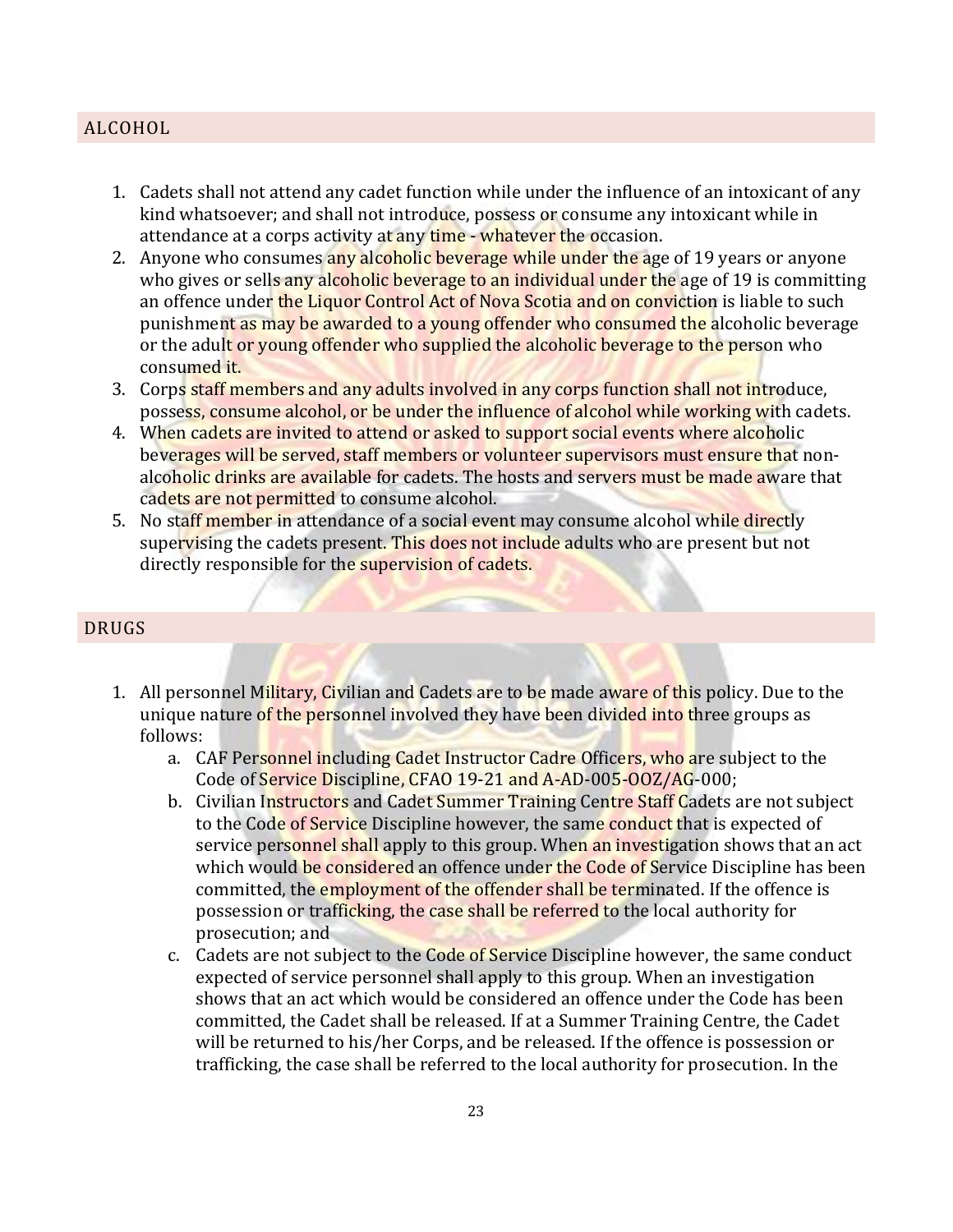## ALCOHOL

1. Cadets shall not attend any cadet function while under the influence of an intoxicant of any kind whatsoever; and shall not introduce, possess or consume any intoxicant while in attendance at a corps activity at any time - whatever the occasion.
2. Anyone who consumes any alcoholic beverage while under the age of 19 years or anyone who gives or sells any alcoholic beverage to an individual under the age of 19 is committing an offence under the Liquor Control Act of Nova Scotia and on conviction is liable to such punishment as may be awarded to a young offender who consumed the alcoholic beverage or the adult or young offender who supplied the alcoholic beverage to the person who consumed it.
3. Corps staff members and any adults involved in any corps function shall not introduce, possess, consume alcohol, or be under the influence of alcohol while working with cadets.
4. When cadets are invited to attend or asked to support social events where alcoholic beverages will be served, staff members or volunteer supervisors must ensure that non-alcoholic drinks are available for cadets. The hosts and servers must be made aware that cadets are not permitted to consume alcohol.
5. No staff member in attendance of a social event may consume alcohol while directly supervising the cadets present. This does not include adults who are present but not directly responsible for the supervision of cadets.

## DRUGS

1. All personnel Military, Civilian and Cadets are to be made aware of this policy. Due to the unique nature of the personnel involved they have been divided into three groups as follows:
   a. CAF Personnel including Cadet Instructor Cadre Officers, who are subject to the Code of Service Discipline, CFAO 19-21 and A-AD-005-OOZ/AG-000;
   b. Civilian Instructors and Cadet Summer Training Centre Staff Cadets are not subject to the Code of Service Discipline however, the same conduct that is expected of service personnel shall apply to this group. When an investigation shows that an act which would be considered an offence under the Code of Service Discipline has been committed, the employment of the offender shall be terminated. If the offence is possession or trafficking, the case shall be referred to the local authority for prosecution; and
   c. Cadets are not subject to the Code of Service Discipline however, the same conduct expected of service personnel shall apply to this group. When an investigation shows that an act which would be considered an offence under the Code has been committed, the Cadet shall be released. If at a Summer Training Centre, the Cadet will be returned to his/her Corps, and be released. If the offence is possession or trafficking, the case shall be referred to the local authority for prosecution. In the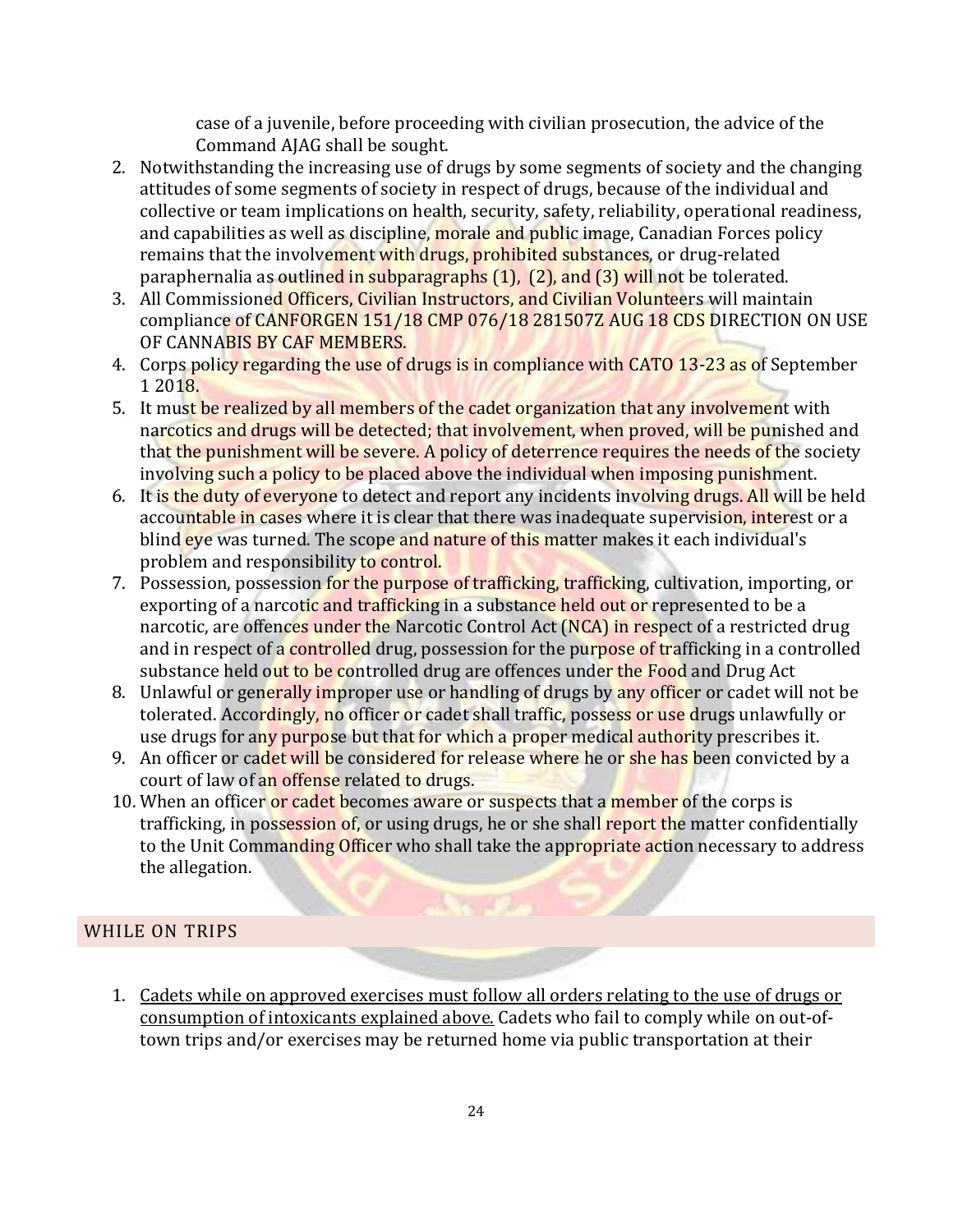case of a juvenile, before proceeding with civilian prosecution, the advice of the Command AJAG shall be sought.

2. Notwithstanding the increasing use of drugs by some segments of society and the changing attitudes of some segments of society in respect of drugs, because of the individual and collective or team implications on health, security, safety, reliability, operational readiness, and capabilities as well as discipline, morale and public image, Canadian Forces policy remains that the involvement with drugs, prohibited substances, or drug-related paraphernalia as outlined in subparagraphs (1), (2), and (3) will not be tolerated.
3. All Commissioned Officers, Civilian Instructors, and Civilian Volunteers will maintain compliance of CANFORGEN 151/18 CMP 076/18 281507Z AUG 18 CDS DIRECTION ON USE OF CANNABIS BY CAF MEMBERS.
4. Corps policy regarding the use of drugs is in compliance with CATO 13-23 as of September 1 2018.
5. It must be realized by all members of the cadet organization that any involvement with narcotics and drugs will be detected; that involvement, when proved, will be punished and that the punishment will be severe. A policy of deterrence requires the needs of the society involving such a policy to be placed above the individual when imposing punishment.
6. It is the duty of everyone to detect and report any incidents involving drugs. All will be held accountable in cases where it is clear that there was inadequate supervision, interest or a blind eye was turned. The scope and nature of this matter makes it each individual's problem and responsibility to control.
7. Possession, possession for the purpose of trafficking, trafficking, cultivation, importing, or exporting of a narcotic and trafficking in a substance held out or represented to be a narcotic, are offences under the Narcotic Control Act (NCA) in respect of a restricted drug and in respect of a controlled drug, possession for the purpose of trafficking in a controlled substance held out to be controlled drug are offences under the Food and Drug Act
8. Unlawful or generally improper use or handling of drugs by any officer or cadet will not be tolerated. Accordingly, no officer or cadet shall traffic, possess or use drugs unlawfully or use drugs for any purpose but that for which a proper medical authority prescribes it.
9. An officer or cadet will be considered for release where he or she has been convicted by a court of law of an offense related to drugs.
10. When an officer or cadet becomes aware or suspects that a member of the corps is trafficking, in possession of, or using drugs, he or she shall report the matter confidentially to the Unit Commanding Officer who shall take the appropriate action necessary to address the allegation.

## WHILE ON TRIPS

1. Cadets while on approved exercises must follow all orders relating to the use of drugs or consumption of intoxicants explained above. Cadets who fail to comply while on out-of-town trips and/or exercises may be returned home via public transportation at their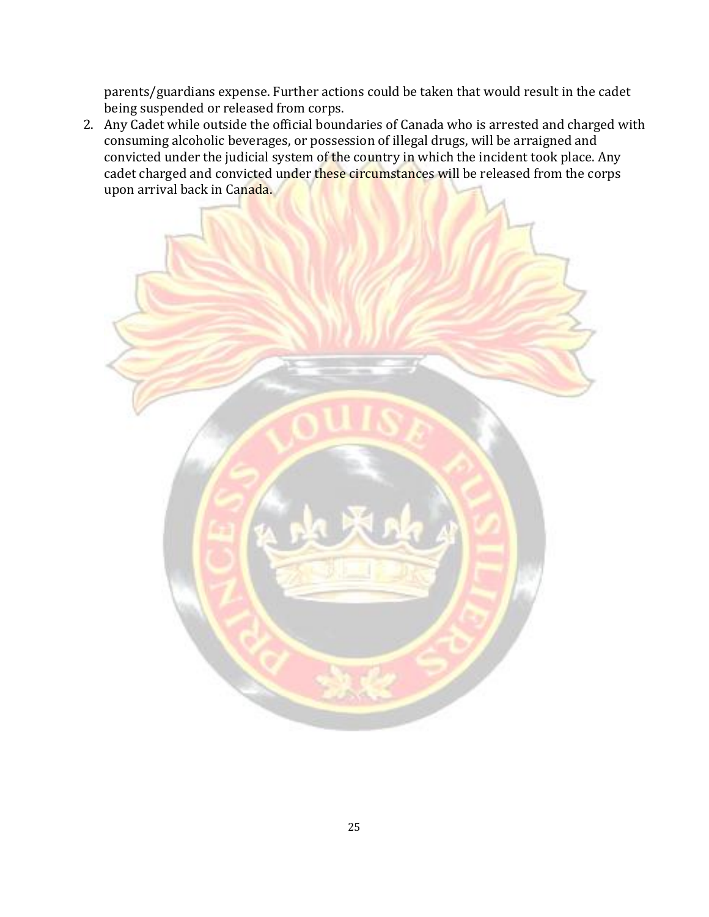parents/guardians expense. Further actions could be taken that would result in the cadet being suspended or released from corps.

2. Any Cadet while outside the official boundaries of Canada who is arrested and charged with consuming alcoholic beverages, or possession of illegal drugs, will be arraigned and convicted under the judicial system of the country in which the incident took place. Any cadet charged and convicted under these circumstances will be released from the corps upon arrival back in Canada.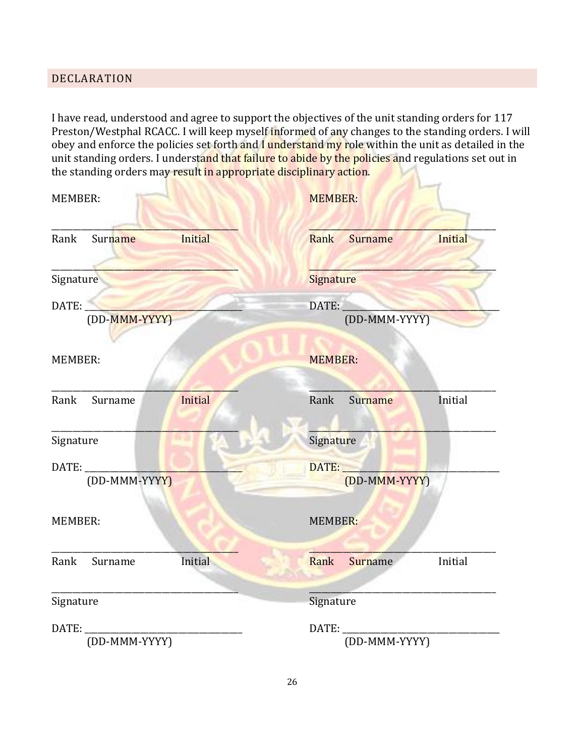## DECLARATION

I have read, understood and agree to support the objectives of the unit standing orders for 117 Preston/Westphal RCACC. I will keep myself informed of any changes to the standing orders. I will obey and enforce the policies set forth and I understand my role within the unit as detailed in the unit standing orders. I understand that failure to abide by the policies and regulations set out in the standing orders may result in appropriate disciplinary action.

MEMBER:

_______________________________________
Rank Surname Initial

_______________________________________
Signature

DATE: _________________________________
(DD-MMM-YYYY)

MEMBER:

_______________________________________
Rank Surname Initial

_______________________________________
Signature

DATE: _________________________________
(DD-MMM-YYYY)

MEMBER:

_______________________________________
Rank Surname Initial

_______________________________________
Signature

DATE: _________________________________
(DD-MMM-YYYY)

MEMBER:

_______________________________________
Rank Surname Initial

_______________________________________
Signature

DATE: _________________________________
(DD-MMM-YYYY)

MEMBER:

_______________________________________
Rank Surname Initial

_______________________________________
Signature

DATE: _________________________________
(DD-MMM-YYYY)

MEMBER:

_______________________________________
Rank Surname Initial

_______________________________________
Signature

DATE: _________________________________
(DD-MMM-YYYY)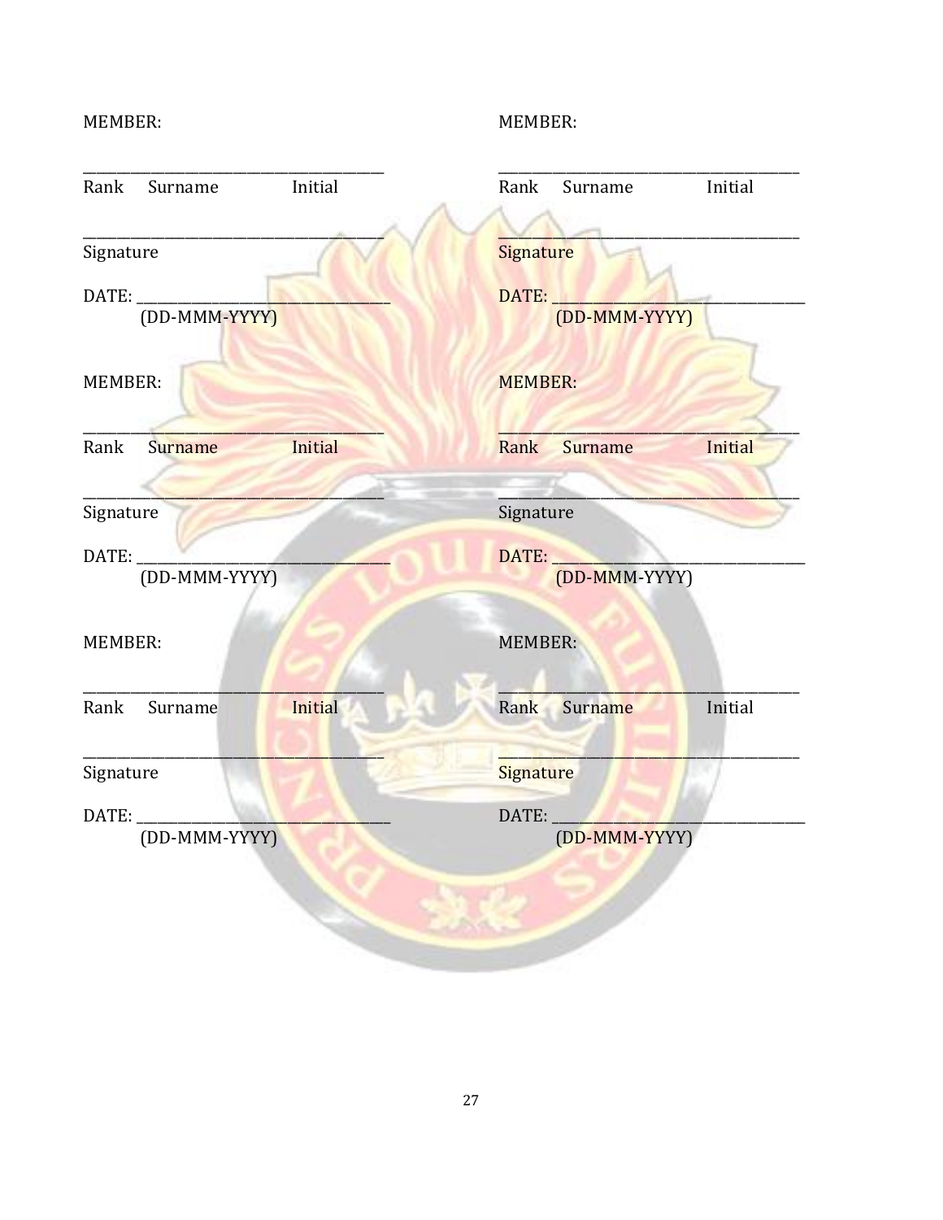MEMBER:

\_\_\_\_\_\_\_\_\_\_\_\_\_\_\_\_\_\_\_\_\_\_\_\_\_\_\_\_\_\_\_\_\_\_\_\_\_\_\_\_

Rank Surname Initial

\_\_\_\_\_\_\_\_\_\_\_\_\_\_\_\_\_\_\_\_\_\_\_\_\_\_\_\_\_\_\_\_\_\_\_\_\_\_\_\_

Signature

DATE: \_\_\_\_\_\_\_\_\_\_\_\_\_\_\_\_\_\_\_\_\_\_\_\_\_\_\_\_\_\_\_\_\_\_
(DD-MMM-YYYY)

MEMBER:

\_\_\_\_\_\_\_\_\_\_\_\_\_\_\_\_\_\_\_\_\_\_\_\_\_\_\_\_\_\_\_\_\_\_\_\_\_\_\_\_

Rank Surname Initial

\_\_\_\_\_\_\_\_\_\_\_\_\_\_\_\_\_\_\_\_\_\_\_\_\_\_\_\_\_\_\_\_\_\_\_\_\_\_\_\_

Signature

DATE: \_\_\_\_\_\_\_\_\_\_\_\_\_\_\_\_\_\_\_\_\_\_\_\_\_\_\_\_\_\_\_\_\_\_
(DD-MMM-YYYY)

MEMBER:

\_\_\_\_\_\_\_\_\_\_\_\_\_\_\_\_\_\_\_\_\_\_\_\_\_\_\_\_\_\_\_\_\_\_\_\_\_\_\_\_

Rank Surname Initial

\_\_\_\_\_\_\_\_\_\_\_\_\_\_\_\_\_\_\_\_\_\_\_\_\_\_\_\_\_\_\_\_\_\_\_\_\_\_\_\_

Signature

DATE: \_\_\_\_\_\_\_\_\_\_\_\_\_\_\_\_\_\_\_\_\_\_\_\_\_\_\_\_\_\_\_\_\_\_
(DD-MMM-YYYY)

MEMBER:

\_\_\_\_\_\_\_\_\_\_\_\_\_\_\_\_\_\_\_\_\_\_\_\_\_\_\_\_\_\_\_\_\_\_\_\_\_\_\_\_

Rank Surname Initial

\_\_\_\_\_\_\_\_\_\_\_\_\_\_\_\_\_\_\_\_\_\_\_\_\_\_\_\_\_\_\_\_\_\_\_\_\_\_\_\_

Signature

DATE: \_\_\_\_\_\_\_\_\_\_\_\_\_\_\_\_\_\_\_\_\_\_\_\_\_\_\_\_\_\_\_\_\_\_
(DD-MMM-YYYY)

MEMBER:

\_\_\_\_\_\_\_\_\_\_\_\_\_\_\_\_\_\_\_\_\_\_\_\_\_\_\_\_\_\_\_\_\_\_\_\_\_\_\_\_

Rank Surname Initial

\_\_\_\_\_\_\_\_\_\_\_\_\_\_\_\_\_\_\_\_\_\_\_\_\_\_\_\_\_\_\_\_\_\_\_\_\_\_\_\_

Signature

DATE: \_\_\_\_\_\_\_\_\_\_\_\_\_\_\_\_\_\_\_\_\_\_\_\_\_\_\_\_\_\_\_\_\_\_
(DD-MMM-YYYY)

MEMBER:

\_\_\_\_\_\_\_\_\_\_\_\_\_\_\_\_\_\_\_\_\_\_\_\_\_\_\_\_\_\_\_\_\_\_\_\_\_\_\_\_

Rank Surname Initial

\_\_\_\_\_\_\_\_\_\_\_\_\_\_\_\_\_\_\_\_\_\_\_\_\_\_\_\_\_\_\_\_\_\_\_\_\_\_\_\_

Signature

DATE: \_\_\_\_\_\_\_\_\_\_\_\_\_\_\_\_\_\_\_\_\_\_\_\_\_\_\_\_\_\_\_\_\_\_
(DD-MMM-YYYY)